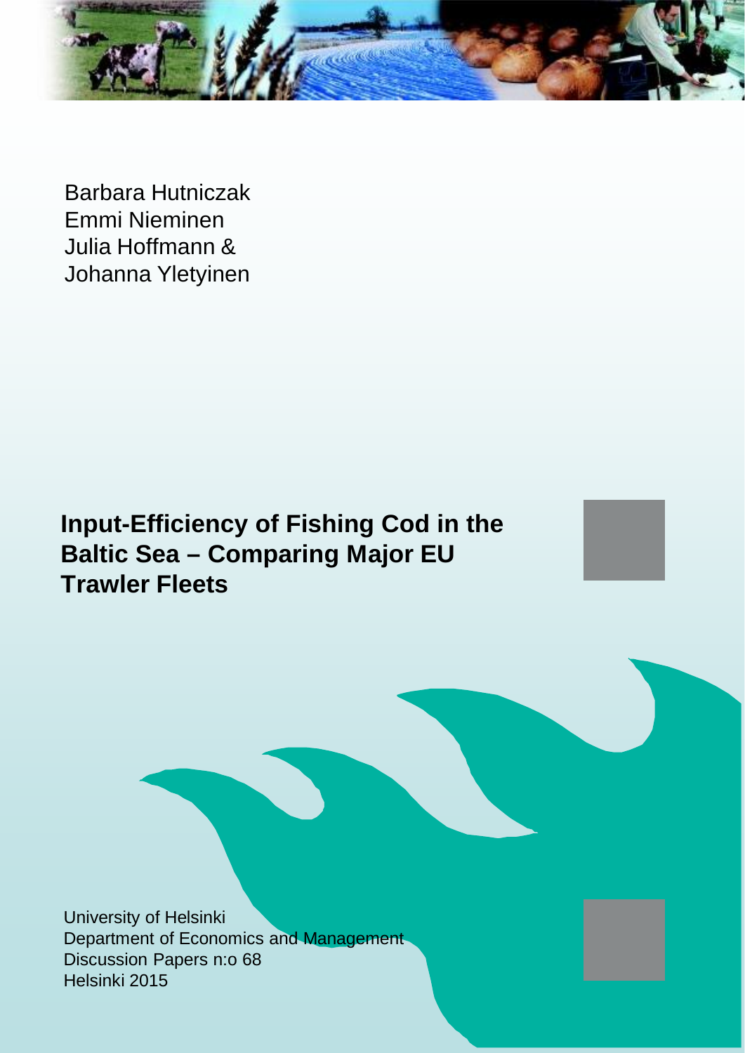Barbara Hutniczak
Emmi Nieminen
Julia Hoffmann &
Johanna Yletyinen

# Input-Efficiency of Fishing Cod in the Baltic Sea – Comparing Major EU Trawler Fleets

University of Helsinki
Department of Economics and Management
Discussion Papers n:o 68
Helsinki 2015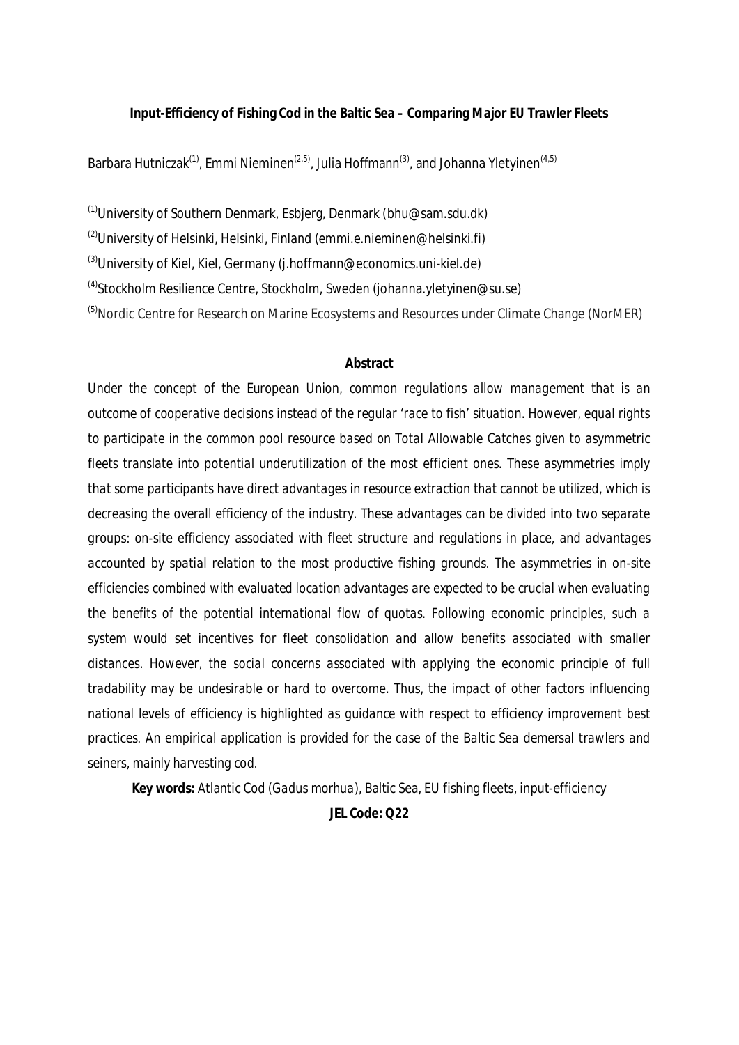**Input-Efficiency of Fishing Cod in the Baltic Sea – Comparing Major EU Trawler Fleets**

Barbara Hutniczak[1], Emmi Nieminen[2,5], Julia Hoffmann[3], and Johanna Yletyinen[4,5]

[1]University of Southern Denmark, Esbjerg, Denmark (bhu@sam.sdu.dk)

[2]University of Helsinki, Helsinki, Finland (emmi.e.nieminen@helsinki.fi)

[3]University of Kiel, Kiel, Germany (j.hoffmann@economics.uni-kiel.de)

[4]Stockholm Resilience Centre, Stockholm, Sweden (johanna.yletyinen@su.se)

[5]Nordic Centre for Research on Marine Ecosystems and Resources under Climate Change (NorMER)

**Abstract**

*Under the concept of the European Union, common regulations allow management that is an outcome of cooperative decisions instead of the regular 'race to fish' situation. However, equal rights to participate in the common pool resource based on Total Allowable Catches given to asymmetric fleets translate into potential underutilization of the most efficient ones. These asymmetries imply that some participants have direct advantages in resource extraction that cannot be utilized, which is decreasing the overall efficiency of the industry. These advantages can be divided into two separate groups: on-site efficiency associated with fleet structure and regulations in place, and advantages accounted by spatial relation to the most productive fishing grounds. The asymmetries in on-site efficiencies combined with evaluated location advantages are expected to be crucial when evaluating the benefits of the potential international flow of quotas. Following economic principles, such a system would set incentives for fleet consolidation and allow benefits associated with smaller distances. However, the social concerns associated with applying the economic principle of full tradability may be undesirable or hard to overcome. Thus, the impact of other factors influencing national levels of efficiency is highlighted as guidance with respect to efficiency improvement best practices. An empirical application is provided for the case of the Baltic Sea demersal trawlers and seiners, mainly harvesting cod.*

**Key words:** Atlantic Cod (*Gadus morhua*), Baltic Sea, EU fishing fleets, input-efficiency

**JEL Code: Q22**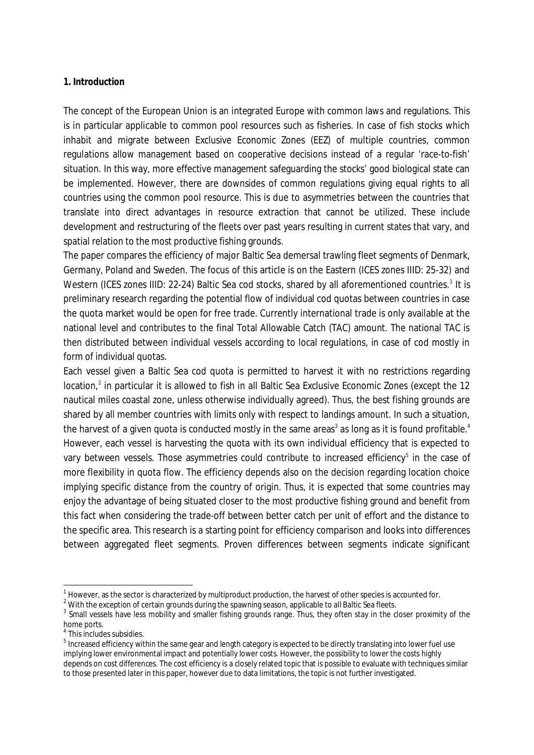**1. Introduction**

The concept of the European Union is an integrated Europe with common laws and regulations. This is in particular applicable to common pool resources such as fisheries. In case of fish stocks which inhabit and migrate between Exclusive Economic Zones (EEZ) of multiple countries, common regulations allow management based on cooperative decisions instead of a regular 'race-to-fish' situation. In this way, more effective management safeguarding the stocks' good biological state can be implemented. However, there are downsides of common regulations giving equal rights to all countries using the common pool resource. This is due to asymmetries between the countries that translate into direct advantages in resource extraction that cannot be utilized. These include development and restructuring of the fleets over past years resulting in current states that vary, and spatial relation to the most productive fishing grounds.

The paper compares the efficiency of major Baltic Sea demersal trawling fleet segments of Denmark, Germany, Poland and Sweden. The focus of this article is on the Eastern (ICES zones IIID: 25-32) and Western (ICES zones IIID: 22-24) Baltic Sea cod stocks, shared by all aforementioned countries.[1] It is preliminary research regarding the potential flow of individual cod quotas between countries in case the quota market would be open for free trade. Currently international trade is only available at the national level and contributes to the final Total Allowable Catch (TAC) amount. The national TAC is then distributed between individual vessels according to local regulations, in case of cod mostly in form of individual quotas.

Each vessel given a Baltic Sea cod quota is permitted to harvest it with no restrictions regarding location,[2] in particular it is allowed to fish in all Baltic Sea Exclusive Economic Zones (except the 12 nautical miles coastal zone, unless otherwise individually agreed). Thus, the best fishing grounds are shared by all member countries with limits only with respect to landings amount. In such a situation, the harvest of a given quota is conducted mostly in the same areas[3] as long as it is found profitable.[4] However, each vessel is harvesting the quota with its own individual efficiency that is expected to vary between vessels. Those asymmetries could contribute to increased efficiency[5] in the case of more flexibility in quota flow. The efficiency depends also on the decision regarding location choice implying specific distance from the country of origin. Thus, it is expected that some countries may enjoy the advantage of being situated closer to the most productive fishing ground and benefit from this fact when considering the trade-off between better catch per unit of effort and the distance to the specific area. This research is a starting point for efficiency comparison and looks into differences between aggregated fleet segments. Proven differences between segments indicate significant

---

[1] However, as the sector is characterized by multiproduct production, the harvest of other species is accounted for.

[2] With the exception of certain grounds during the spawning season, applicable to all Baltic Sea fleets.

[3] Small vessels have less mobility and smaller fishing grounds range. Thus, they often stay in the closer proximity of the home ports.

[4] This includes subsidies.

[5] Increased efficiency within the same gear and length category is expected to be directly translating into lower fuel use implying lower environmental impact and potentially lower costs. However, the possibility to lower the costs highly depends on cost differences. The cost efficiency is a closely related topic that is possible to evaluate with techniques similar to those presented later in this paper, however due to data limitations, the topic is not further investigated.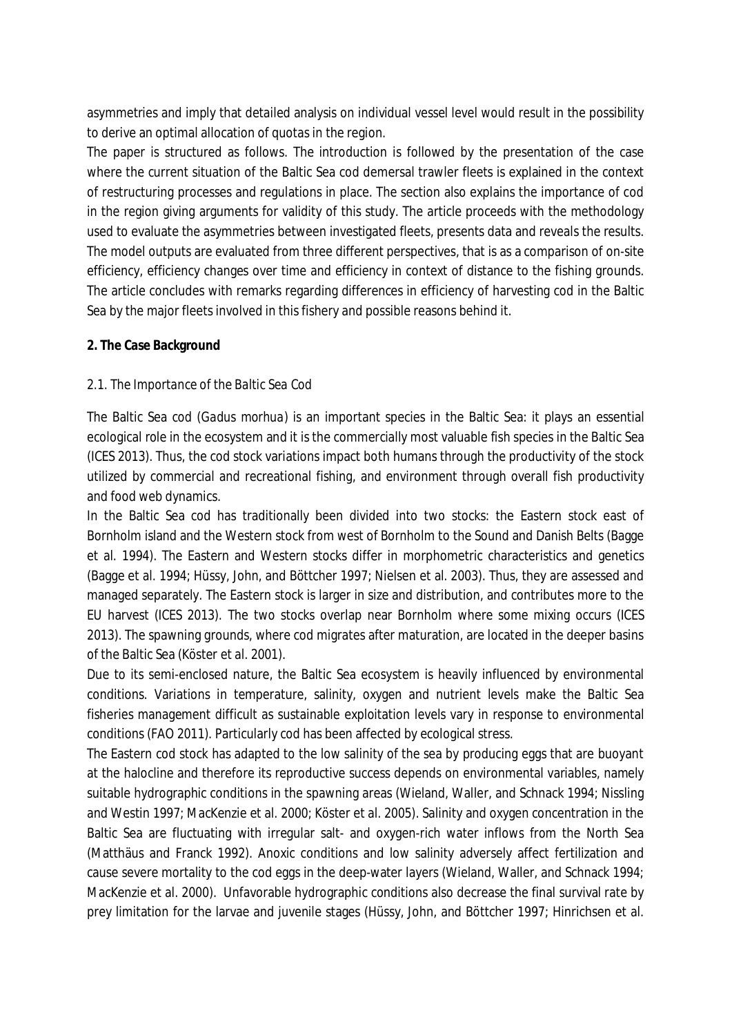asymmetries and imply that detailed analysis on individual vessel level would result in the possibility to derive an optimal allocation of quotas in the region.

The paper is structured as follows. The introduction is followed by the presentation of the case where the current situation of the Baltic Sea cod demersal trawler fleets is explained in the context of restructuring processes and regulations in place. The section also explains the importance of cod in the region giving arguments for validity of this study. The article proceeds with the methodology used to evaluate the asymmetries between investigated fleets, presents data and reveals the results. The model outputs are evaluated from three different perspectives, that is as a comparison of on-site efficiency, efficiency changes over time and efficiency in context of distance to the fishing grounds. The article concludes with remarks regarding differences in efficiency of harvesting cod in the Baltic Sea by the major fleets involved in this fishery and possible reasons behind it.

## 2. The Case Background

### 2.1. The Importance of the Baltic Sea Cod

The Baltic Sea cod (*Gadus morhua*) is an important species in the Baltic Sea: it plays an essential ecological role in the ecosystem and it is the commercially most valuable fish species in the Baltic Sea (ICES 2013). Thus, the cod stock variations impact both humans through the productivity of the stock utilized by commercial and recreational fishing, and environment through overall fish productivity and food web dynamics.

In the Baltic Sea cod has traditionally been divided into two stocks: the Eastern stock east of Bornholm island and the Western stock from west of Bornholm to the Sound and Danish Belts (Bagge et al. 1994). The Eastern and Western stocks differ in morphometric characteristics and genetics (Bagge et al. 1994; Hüssy, John, and Böttcher 1997; Nielsen et al. 2003). Thus, they are assessed and managed separately. The Eastern stock is larger in size and distribution, and contributes more to the EU harvest (ICES 2013). The two stocks overlap near Bornholm where some mixing occurs (ICES 2013). The spawning grounds, where cod migrates after maturation, are located in the deeper basins of the Baltic Sea (Köster et al. 2001).

Due to its semi-enclosed nature, the Baltic Sea ecosystem is heavily influenced by environmental conditions. Variations in temperature, salinity, oxygen and nutrient levels make the Baltic Sea fisheries management difficult as sustainable exploitation levels vary in response to environmental conditions (FAO 2011). Particularly cod has been affected by ecological stress.

The Eastern cod stock has adapted to the low salinity of the sea by producing eggs that are buoyant at the halocline and therefore its reproductive success depends on environmental variables, namely suitable hydrographic conditions in the spawning areas (Wieland, Waller, and Schnack 1994; Nissling and Westin 1997; MacKenzie et al. 2000; Köster et al. 2005). Salinity and oxygen concentration in the Baltic Sea are fluctuating with irregular salt- and oxygen-rich water inflows from the North Sea (Matthäus and Franck 1992). Anoxic conditions and low salinity adversely affect fertilization and cause severe mortality to the cod eggs in the deep-water layers (Wieland, Waller, and Schnack 1994; MacKenzie et al. 2000). Unfavorable hydrographic conditions also decrease the final survival rate by prey limitation for the larvae and juvenile stages (Hüssy, John, and Böttcher 1997; Hinrichsen et al.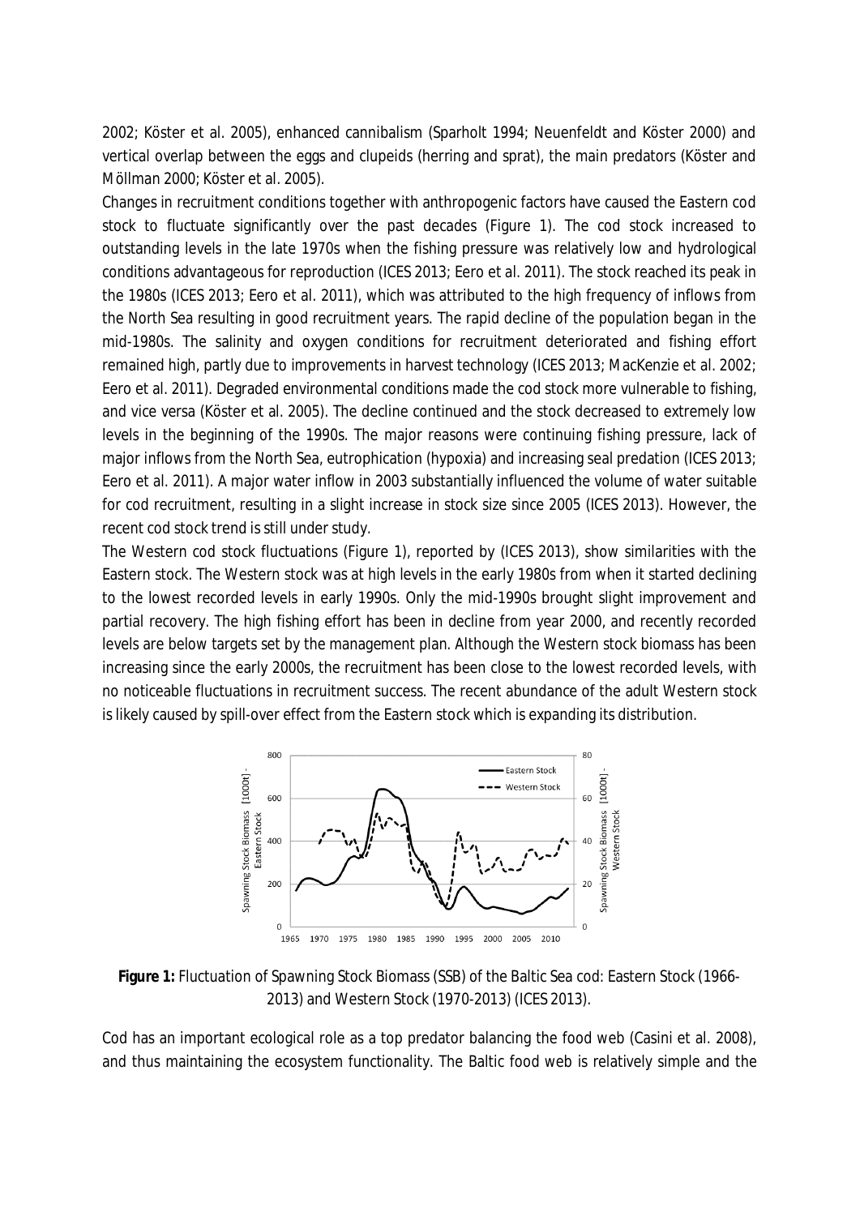2002; Köster et al. 2005), enhanced cannibalism (Sparholt 1994; Neuenfeldt and Köster 2000) and vertical overlap between the eggs and clupeids (herring and sprat), the main predators (Köster and Möllman 2000; Köster et al. 2005).

Changes in recruitment conditions together with anthropogenic factors have caused the Eastern cod stock to fluctuate significantly over the past decades (Figure 1). The cod stock increased to outstanding levels in the late 1970s when the fishing pressure was relatively low and hydrological conditions advantageous for reproduction (ICES 2013; Eero et al. 2011). The stock reached its peak in the 1980s (ICES 2013; Eero et al. 2011), which was attributed to the high frequency of inflows from the North Sea resulting in good recruitment years. The rapid decline of the population began in the mid-1980s. The salinity and oxygen conditions for recruitment deteriorated and fishing effort remained high, partly due to improvements in harvest technology (ICES 2013; MacKenzie et al. 2002; Eero et al. 2011). Degraded environmental conditions made the cod stock more vulnerable to fishing, and vice versa (Köster et al. 2005). The decline continued and the stock decreased to extremely low levels in the beginning of the 1990s. The major reasons were continuing fishing pressure, lack of major inflows from the North Sea, eutrophication (hypoxia) and increasing seal predation (ICES 2013; Eero et al. 2011). A major water inflow in 2003 substantially influenced the volume of water suitable for cod recruitment, resulting in a slight increase in stock size since 2005 (ICES 2013). However, the recent cod stock trend is still under study.

The Western cod stock fluctuations (Figure 1), reported by (ICES 2013), show similarities with the Eastern stock. The Western stock was at high levels in the early 1980s from when it started declining to the lowest recorded levels in early 1990s. Only the mid-1990s brought slight improvement and partial recovery. The high fishing effort has been in decline from year 2000, and recently recorded levels are below targets set by the management plan. Although the Western stock biomass has been increasing since the early 2000s, the recruitment has been close to the lowest recorded levels, with no noticeable fluctuations in recruitment success. The recent abundance of the adult Western stock is likely caused by spill-over effect from the Eastern stock which is expanding its distribution.

**Figure 1:** Fluctuation of Spawning Stock Biomass (SSB) of the Baltic Sea cod: Eastern Stock (1966-2013) and Western Stock (1970-2013) (ICES 2013).

Cod has an important ecological role as a top predator balancing the food web (Casini et al. 2008), and thus maintaining the ecosystem functionality. The Baltic food web is relatively simple and the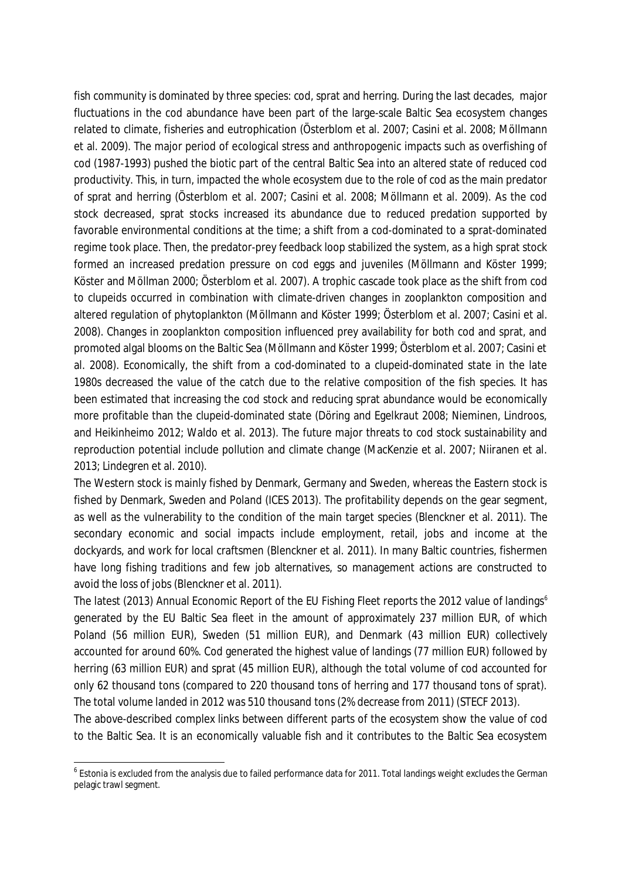fish community is dominated by three species: cod, sprat and herring. During the last decades, major fluctuations in the cod abundance have been part of the large-scale Baltic Sea ecosystem changes related to climate, fisheries and eutrophication (Österblom et al. 2007; Casini et al. 2008; Möllmann et al. 2009). The major period of ecological stress and anthropogenic impacts such as overfishing of cod (1987-1993) pushed the biotic part of the central Baltic Sea into an altered state of reduced cod productivity. This, in turn, impacted the whole ecosystem due to the role of cod as the main predator of sprat and herring (Österblom et al. 2007; Casini et al. 2008; Möllmann et al. 2009). As the cod stock decreased, sprat stocks increased its abundance due to reduced predation supported by favorable environmental conditions at the time; a shift from a cod-dominated to a sprat-dominated regime took place. Then, the predator-prey feedback loop stabilized the system, as a high sprat stock formed an increased predation pressure on cod eggs and juveniles (Möllmann and Köster 1999; Köster and Möllman 2000; Österblom et al. 2007). A trophic cascade took place as the shift from cod to clupeids occurred in combination with climate-driven changes in zooplankton composition and altered regulation of phytoplankton (Möllmann and Köster 1999; Österblom et al. 2007; Casini et al. 2008). Changes in zooplankton composition influenced prey availability for both cod and sprat, and promoted algal blooms on the Baltic Sea (Möllmann and Köster 1999; Österblom et al. 2007; Casini et al. 2008). Economically, the shift from a cod-dominated to a clupeid-dominated state in the late 1980s decreased the value of the catch due to the relative composition of the fish species. It has been estimated that increasing the cod stock and reducing sprat abundance would be economically more profitable than the clupeid-dominated state (Döring and Egelkraut 2008; Nieminen, Lindroos, and Heikinheimo 2012; Waldo et al. 2013). The future major threats to cod stock sustainability and reproduction potential include pollution and climate change (MacKenzie et al. 2007; Niiranen et al. 2013; Lindegren et al. 2010).

The Western stock is mainly fished by Denmark, Germany and Sweden, whereas the Eastern stock is fished by Denmark, Sweden and Poland (ICES 2013). The profitability depends on the gear segment, as well as the vulnerability to the condition of the main target species (Blenckner et al. 2011). The secondary economic and social impacts include employment, retail, jobs and income at the dockyards, and work for local craftsmen (Blenckner et al. 2011). In many Baltic countries, fishermen have long fishing traditions and few job alternatives, so management actions are constructed to avoid the loss of jobs (Blenckner et al. 2011).

The latest (2013) Annual Economic Report of the EU Fishing Fleet reports the 2012 value of landings[6] generated by the EU Baltic Sea fleet in the amount of approximately 237 million EUR, of which Poland (56 million EUR), Sweden (51 million EUR), and Denmark (43 million EUR) collectively accounted for around 60%. Cod generated the highest value of landings (77 million EUR) followed by herring (63 million EUR) and sprat (45 million EUR), although the total volume of cod accounted for only 62 thousand tons (compared to 220 thousand tons of herring and 177 thousand tons of sprat). The total volume landed in 2012 was 510 thousand tons (2% decrease from 2011) (STECF 2013).

The above-described complex links between different parts of the ecosystem show the value of cod to the Baltic Sea. It is an economically valuable fish and it contributes to the Baltic Sea ecosystem

[6] Estonia is excluded from the analysis due to failed performance data for 2011. Total landings weight excludes the German pelagic trawl segment.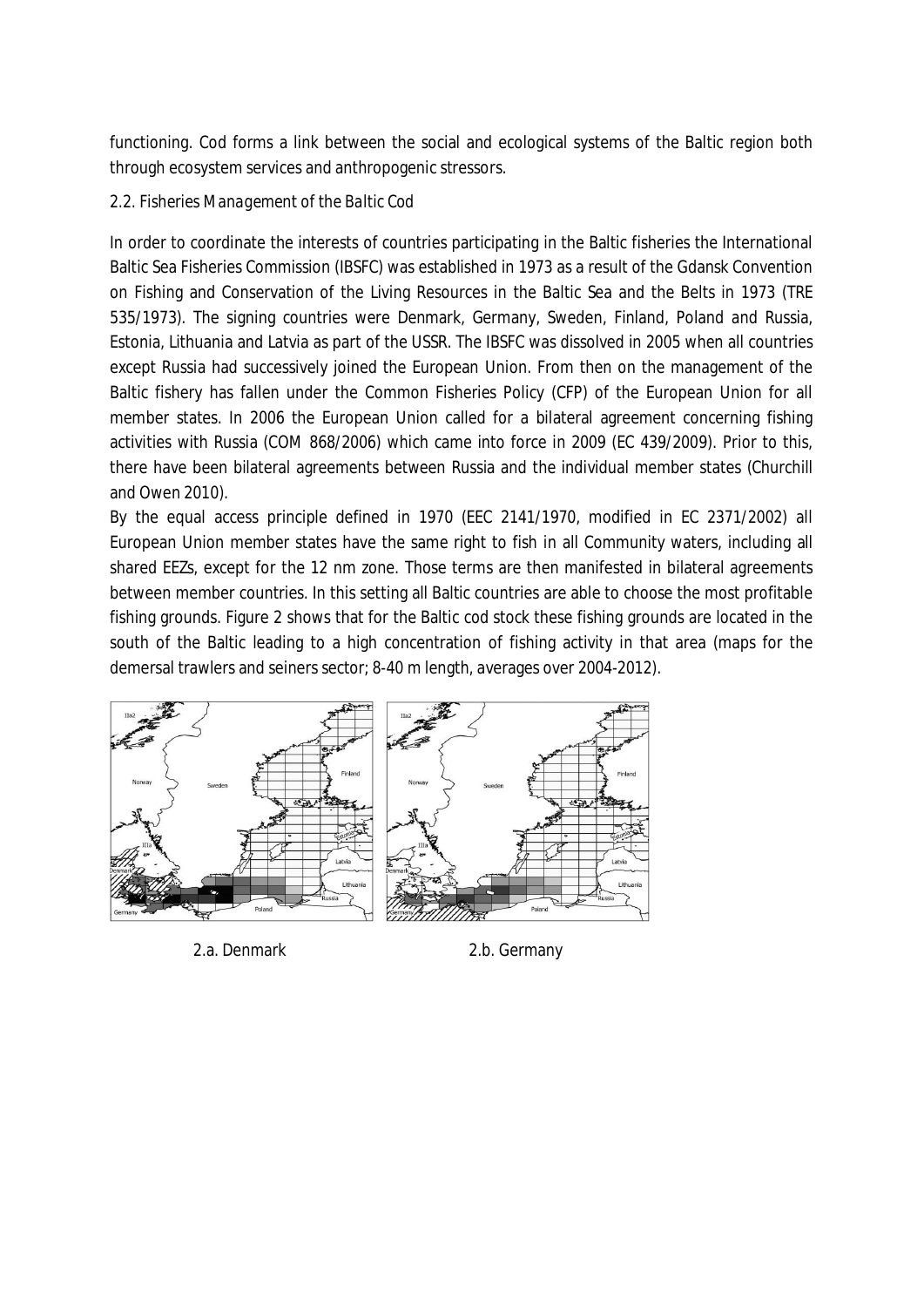functioning. Cod forms a link between the social and ecological systems of the Baltic region both through ecosystem services and anthropogenic stressors.

### 2.2. Fisheries Management of the Baltic Cod

In order to coordinate the interests of countries participating in the Baltic fisheries the International Baltic Sea Fisheries Commission (IBSFC) was established in 1973 as a result of the Gdansk Convention on Fishing and Conservation of the Living Resources in the Baltic Sea and the Belts in 1973 (TRE 535/1973). The signing countries were Denmark, Germany, Sweden, Finland, Poland and Russia, Estonia, Lithuania and Latvia as part of the USSR. The IBSFC was dissolved in 2005 when all countries except Russia had successively joined the European Union. From then on the management of the Baltic fishery has fallen under the Common Fisheries Policy (CFP) of the European Union for all member states. In 2006 the European Union called for a bilateral agreement concerning fishing activities with Russia (COM 868/2006) which came into force in 2009 (EC 439/2009). Prior to this, there have been bilateral agreements between Russia and the individual member states (Churchill and Owen 2010).

By the equal access principle defined in 1970 (EEC 2141/1970, modified in EC 2371/2002) all European Union member states have the same right to fish in all Community waters, including all shared EEZs, except for the 12 nm zone. Those terms are then manifested in bilateral agreements between member countries. In this setting all Baltic countries are able to choose the most profitable fishing grounds. Figure 2 shows that for the Baltic cod stock these fishing grounds are located in the south of the Baltic leading to a high concentration of fishing activity in that area (maps for the demersal trawlers and seiners sector; 8-40 m length, averages over 2004-2012).

2.a. Denmark

2.b. Germany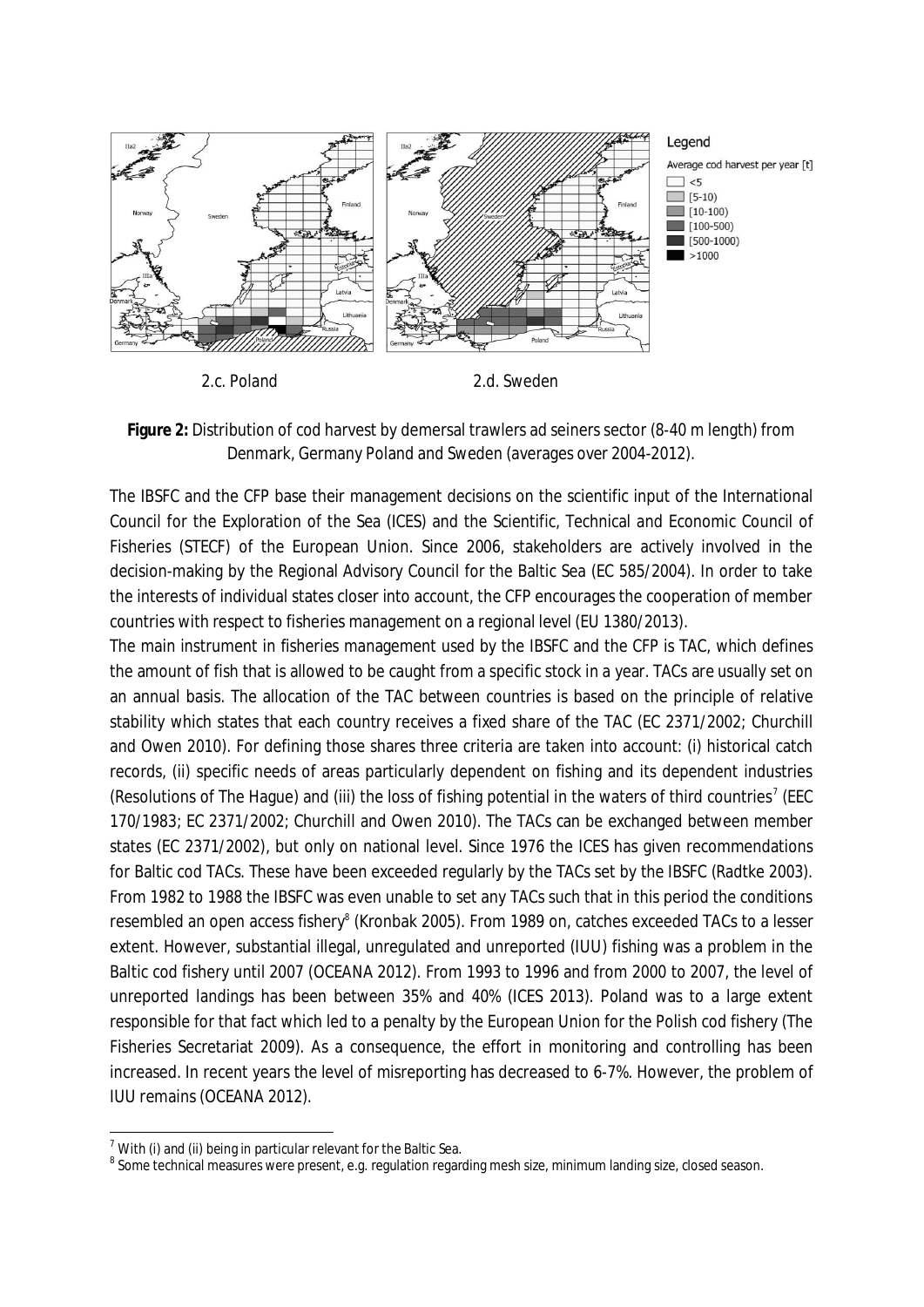2.c. Poland

2.d. Sweden

**Figure 2:** Distribution of cod harvest by demersal trawlers ad seiners sector (8-40 m length) from Denmark, Germany Poland and Sweden (averages over 2004-2012).

The IBSFC and the CFP base their management decisions on the scientific input of the International Council for the Exploration of the Sea (ICES) and the Scientific, Technical and Economic Council of Fisheries (STECF) of the European Union. Since 2006, stakeholders are actively involved in the decision-making by the Regional Advisory Council for the Baltic Sea (EC 585/2004). In order to take the interests of individual states closer into account, the CFP encourages the cooperation of member countries with respect to fisheries management on a regional level (EU 1380/2013).

The main instrument in fisheries management used by the IBSFC and the CFP is TAC, which defines the amount of fish that is allowed to be caught from a specific stock in a year. TACs are usually set on an annual basis. The allocation of the TAC between countries is based on the principle of relative stability which states that each country receives a fixed share of the TAC (EC 2371/2002; Churchill and Owen 2010). For defining those shares three criteria are taken into account: (i) historical catch records, (ii) specific needs of areas particularly dependent on fishing and its dependent industries (Resolutions of The Hague) and (iii) the loss of fishing potential in the waters of third countries[7] (EEC 170/1983; EC 2371/2002; Churchill and Owen 2010). The TACs can be exchanged between member states (EC 2371/2002), but only on national level. Since 1976 the ICES has given recommendations for Baltic cod TACs. These have been exceeded regularly by the TACs set by the IBSFC (Radtke 2003). From 1982 to 1988 the IBSFC was even unable to set any TACs such that in this period the conditions resembled an open access fishery[8] (Kronbak 2005). From 1989 on, catches exceeded TACs to a lesser extent. However, substantial illegal, unregulated and unreported (IUU) fishing was a problem in the Baltic cod fishery until 2007 (OCEANA 2012). From 1993 to 1996 and from 2000 to 2007, the level of unreported landings has been between 35% and 40% (ICES 2013). Poland was to a large extent responsible for that fact which led to a penalty by the European Union for the Polish cod fishery (The Fisheries Secretariat 2009). As a consequence, the effort in monitoring and controlling has been increased. In recent years the level of misreporting has decreased to 6-7%. However, the problem of IUU remains (OCEANA 2012).

[7] With (i) and (ii) being in particular relevant for the Baltic Sea.

[8] Some technical measures were present, e.g. regulation regarding mesh size, minimum landing size, closed season.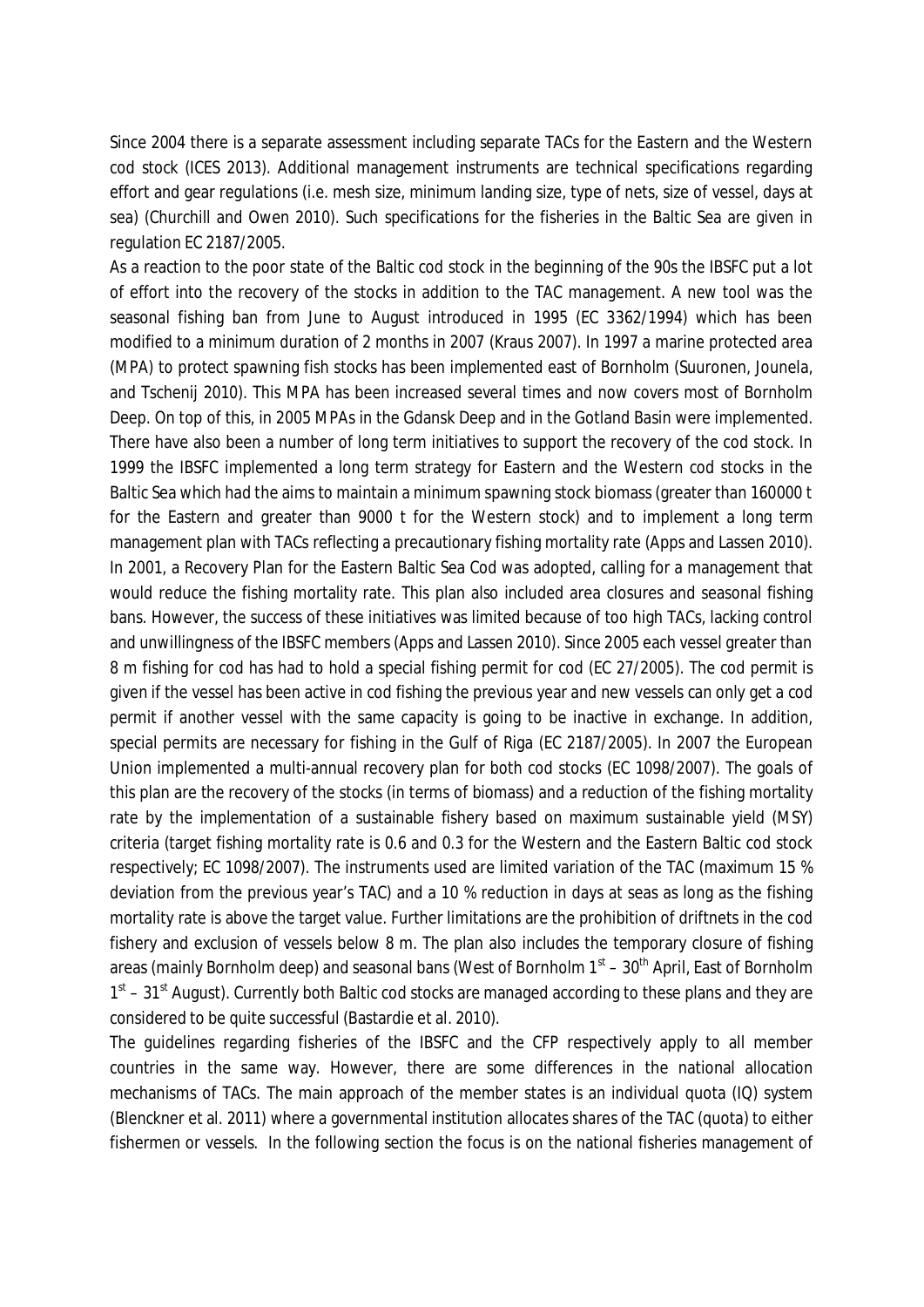Since 2004 there is a separate assessment including separate TACs for the Eastern and the Western cod stock (ICES 2013). Additional management instruments are technical specifications regarding effort and gear regulations (i.e. mesh size, minimum landing size, type of nets, size of vessel, days at sea) (Churchill and Owen 2010). Such specifications for the fisheries in the Baltic Sea are given in regulation EC 2187/2005.

As a reaction to the poor state of the Baltic cod stock in the beginning of the 90s the IBSFC put a lot of effort into the recovery of the stocks in addition to the TAC management. A new tool was the seasonal fishing ban from June to August introduced in 1995 (EC 3362/1994) which has been modified to a minimum duration of 2 months in 2007 (Kraus 2007). In 1997 a marine protected area (MPA) to protect spawning fish stocks has been implemented east of Bornholm (Suuronen, Jounela, and Tschenij 2010). This MPA has been increased several times and now covers most of Bornholm Deep. On top of this, in 2005 MPAs in the Gdansk Deep and in the Gotland Basin were implemented. There have also been a number of long term initiatives to support the recovery of the cod stock. In 1999 the IBSFC implemented a long term strategy for Eastern and the Western cod stocks in the Baltic Sea which had the aims to maintain a minimum spawning stock biomass (greater than 160000 t for the Eastern and greater than 9000 t for the Western stock) and to implement a long term management plan with TACs reflecting a precautionary fishing mortality rate (Apps and Lassen 2010). In 2001, a Recovery Plan for the Eastern Baltic Sea Cod was adopted, calling for a management that would reduce the fishing mortality rate. This plan also included area closures and seasonal fishing bans. However, the success of these initiatives was limited because of too high TACs, lacking control and unwillingness of the IBSFC members (Apps and Lassen 2010). Since 2005 each vessel greater than 8 m fishing for cod has had to hold a special fishing permit for cod (EC 27/2005). The cod permit is given if the vessel has been active in cod fishing the previous year and new vessels can only get a cod permit if another vessel with the same capacity is going to be inactive in exchange. In addition, special permits are necessary for fishing in the Gulf of Riga (EC 2187/2005). In 2007 the European Union implemented a multi-annual recovery plan for both cod stocks (EC 1098/2007). The goals of this plan are the recovery of the stocks (in terms of biomass) and a reduction of the fishing mortality rate by the implementation of a sustainable fishery based on maximum sustainable yield (MSY) criteria (target fishing mortality rate is 0.6 and 0.3 for the Western and the Eastern Baltic cod stock respectively; EC 1098/2007). The instruments used are limited variation of the TAC (maximum 15 % deviation from the previous year's TAC) and a 10 % reduction in days at seas as long as the fishing mortality rate is above the target value. Further limitations are the prohibition of driftnets in the cod fishery and exclusion of vessels below 8 m. The plan also includes the temporary closure of fishing areas (mainly Bornholm deep) and seasonal bans (West of Bornholm 1st – 30th April, East of Bornholm 1st – 31st August). Currently both Baltic cod stocks are managed according to these plans and they are considered to be quite successful (Bastardie et al. 2010).

The guidelines regarding fisheries of the IBSFC and the CFP respectively apply to all member countries in the same way. However, there are some differences in the national allocation mechanisms of TACs. The main approach of the member states is an individual quota (IQ) system (Blenckner et al. 2011) where a governmental institution allocates shares of the TAC (quota) to either fishermen or vessels. In the following section the focus is on the national fisheries management of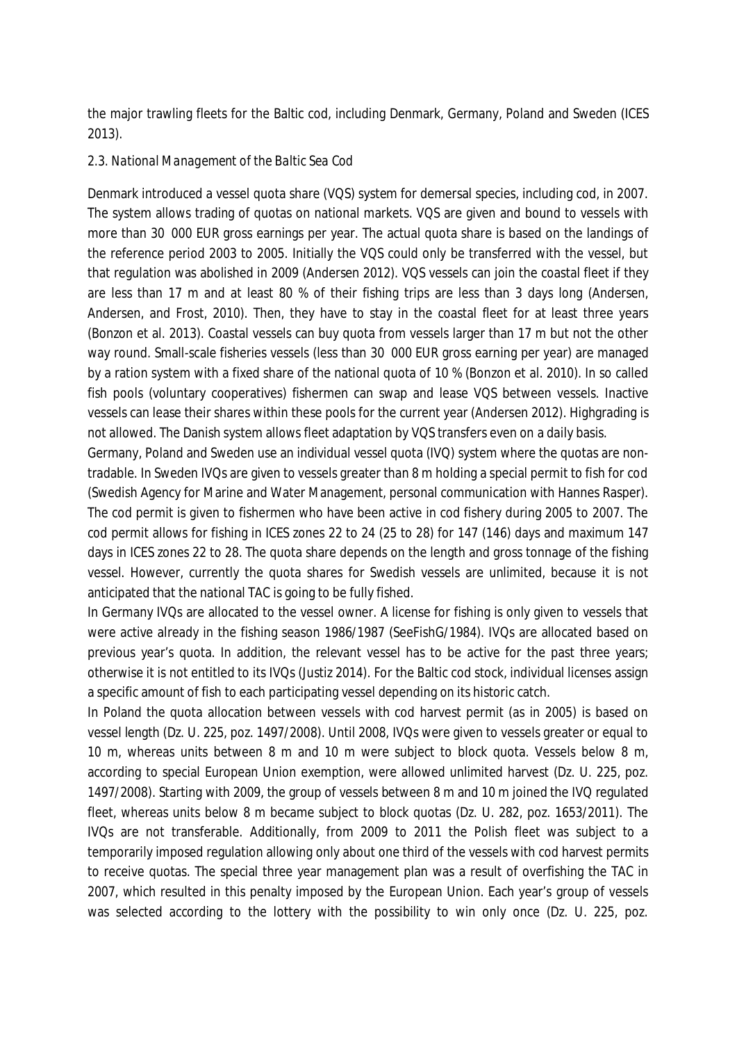the major trawling fleets for the Baltic cod, including Denmark, Germany, Poland and Sweden (ICES 2013).

### 2.3. National Management of the Baltic Sea Cod

Denmark introduced a vessel quota share (VQS) system for demersal species, including cod, in 2007. The system allows trading of quotas on national markets. VQS are given and bound to vessels with more than 30 000 EUR gross earnings per year. The actual quota share is based on the landings of the reference period 2003 to 2005. Initially the VQS could only be transferred with the vessel, but that regulation was abolished in 2009 (Andersen 2012). VQS vessels can join the coastal fleet if they are less than 17 m and at least 80 % of their fishing trips are less than 3 days long (Andersen, Andersen, and Frost, 2010). Then, they have to stay in the coastal fleet for at least three years (Bonzon et al. 2013). Coastal vessels can buy quota from vessels larger than 17 m but not the other way round. Small-scale fisheries vessels (less than 30 000 EUR gross earning per year) are managed by a ration system with a fixed share of the national quota of 10 % (Bonzon et al. 2010). In so called fish pools (voluntary cooperatives) fishermen can swap and lease VQS between vessels. Inactive vessels can lease their shares within these pools for the current year (Andersen 2012). Highgrading is not allowed. The Danish system allows fleet adaptation by VQS transfers even on a daily basis.

Germany, Poland and Sweden use an individual vessel quota (IVQ) system where the quotas are non-tradable. In Sweden IVQs are given to vessels greater than 8 m holding a special permit to fish for cod (Swedish Agency for Marine and Water Management, personal communication with Hannes Rasper). The cod permit is given to fishermen who have been active in cod fishery during 2005 to 2007. The cod permit allows for fishing in ICES zones 22 to 24 (25 to 28) for 147 (146) days and maximum 147 days in ICES zones 22 to 28. The quota share depends on the length and gross tonnage of the fishing vessel. However, currently the quota shares for Swedish vessels are unlimited, because it is not anticipated that the national TAC is going to be fully fished.

In Germany IVQs are allocated to the vessel owner. A license for fishing is only given to vessels that were active already in the fishing season 1986/1987 (SeeFishG/1984). IVQs are allocated based on previous year's quota. In addition, the relevant vessel has to be active for the past three years; otherwise it is not entitled to its IVQs (Justiz 2014). For the Baltic cod stock, individual licenses assign a specific amount of fish to each participating vessel depending on its historic catch.

In Poland the quota allocation between vessels with cod harvest permit (as in 2005) is based on vessel length (Dz. U. 225, poz. 1497/2008). Until 2008, IVQs were given to vessels greater or equal to 10 m, whereas units between 8 m and 10 m were subject to block quota. Vessels below 8 m, according to special European Union exemption, were allowed unlimited harvest (Dz. U. 225, poz. 1497/2008). Starting with 2009, the group of vessels between 8 m and 10 m joined the IVQ regulated fleet, whereas units below 8 m became subject to block quotas (Dz. U. 282, poz. 1653/2011). The IVQs are not transferable. Additionally, from 2009 to 2011 the Polish fleet was subject to a temporarily imposed regulation allowing only about one third of the vessels with cod harvest permits to receive quotas. The special three year management plan was a result of overfishing the TAC in 2007, which resulted in this penalty imposed by the European Union. Each year's group of vessels was selected according to the lottery with the possibility to win only once (Dz. U. 225, poz.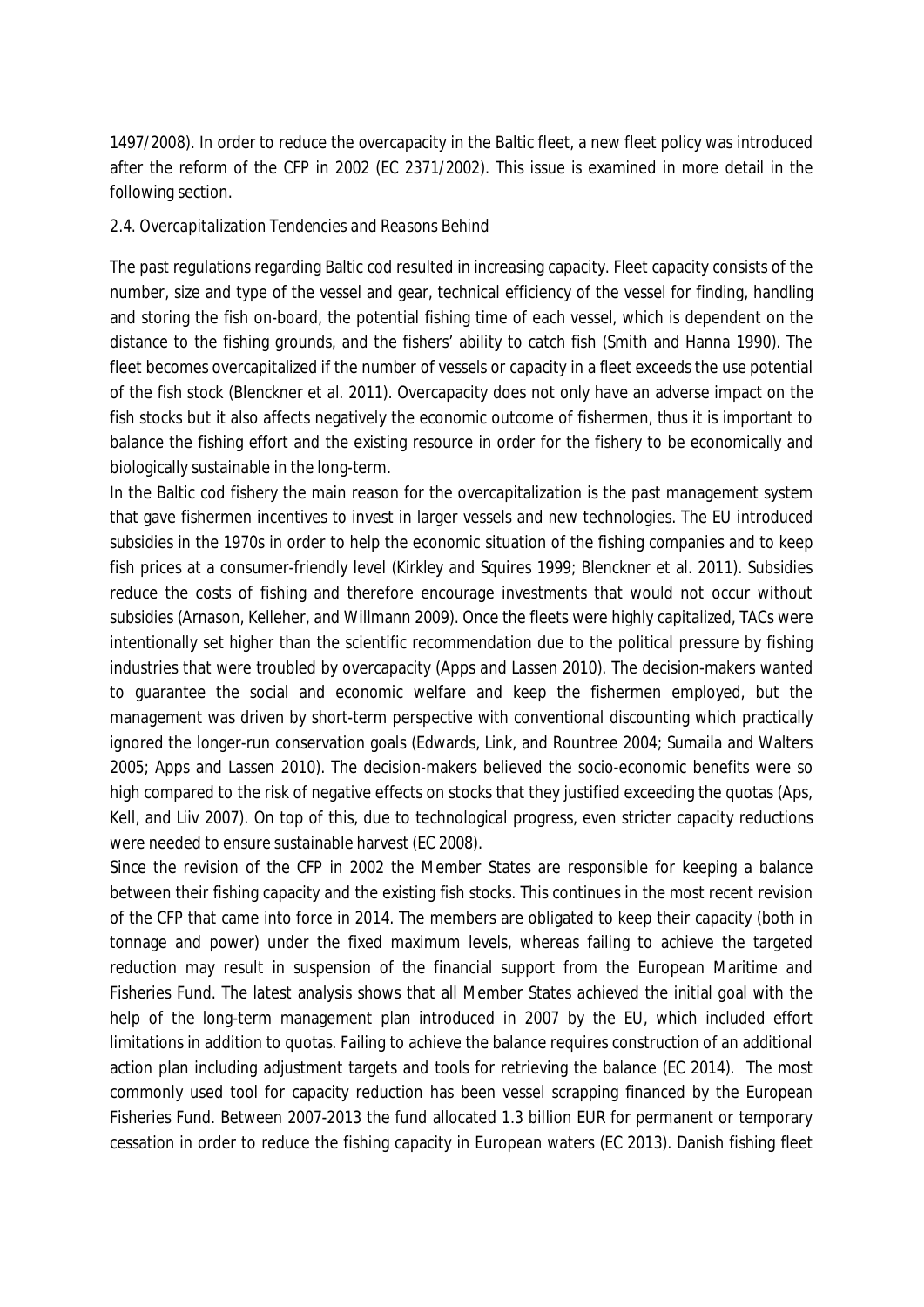1497/2008). In order to reduce the overcapacity in the Baltic fleet, a new fleet policy was introduced after the reform of the CFP in 2002 (EC 2371/2002). This issue is examined in more detail in the following section.

### *2.4. Overcapitalization Tendencies and Reasons Behind*

The past regulations regarding Baltic cod resulted in increasing capacity. Fleet capacity consists of the number, size and type of the vessel and gear, technical efficiency of the vessel for finding, handling and storing the fish on-board, the potential fishing time of each vessel, which is dependent on the distance to the fishing grounds, and the fishers' ability to catch fish (Smith and Hanna 1990). The fleet becomes overcapitalized if the number of vessels or capacity in a fleet exceeds the use potential of the fish stock (Blenckner et al. 2011). Overcapacity does not only have an adverse impact on the fish stocks but it also affects negatively the economic outcome of fishermen, thus it is important to balance the fishing effort and the existing resource in order for the fishery to be economically and biologically sustainable in the long-term.

In the Baltic cod fishery the main reason for the overcapitalization is the past management system that gave fishermen incentives to invest in larger vessels and new technologies. The EU introduced subsidies in the 1970s in order to help the economic situation of the fishing companies and to keep fish prices at a consumer-friendly level (Kirkley and Squires 1999; Blenckner et al. 2011). Subsidies reduce the costs of fishing and therefore encourage investments that would not occur without subsidies (Arnason, Kelleher, and Willmann 2009). Once the fleets were highly capitalized, TACs were intentionally set higher than the scientific recommendation due to the political pressure by fishing industries that were troubled by overcapacity (Apps and Lassen 2010). The decision-makers wanted to guarantee the social and economic welfare and keep the fishermen employed, but the management was driven by short-term perspective with conventional discounting which practically ignored the longer-run conservation goals (Edwards, Link, and Rountree 2004; Sumaila and Walters 2005; Apps and Lassen 2010). The decision-makers believed the socio-economic benefits were so high compared to the risk of negative effects on stocks that they justified exceeding the quotas (Aps, Kell, and Liiv 2007). On top of this, due to technological progress, even stricter capacity reductions were needed to ensure sustainable harvest (EC 2008).

Since the revision of the CFP in 2002 the Member States are responsible for keeping a balance between their fishing capacity and the existing fish stocks. This continues in the most recent revision of the CFP that came into force in 2014. The members are obligated to keep their capacity (both in tonnage and power) under the fixed maximum levels, whereas failing to achieve the targeted reduction may result in suspension of the financial support from the European Maritime and Fisheries Fund. The latest analysis shows that all Member States achieved the initial goal with the help of the long-term management plan introduced in 2007 by the EU, which included effort limitations in addition to quotas. Failing to achieve the balance requires construction of an additional action plan including adjustment targets and tools for retrieving the balance (EC 2014). The most commonly used tool for capacity reduction has been vessel scrapping financed by the European Fisheries Fund. Between 2007-2013 the fund allocated 1.3 billion EUR for permanent or temporary cessation in order to reduce the fishing capacity in European waters (EC 2013). Danish fishing fleet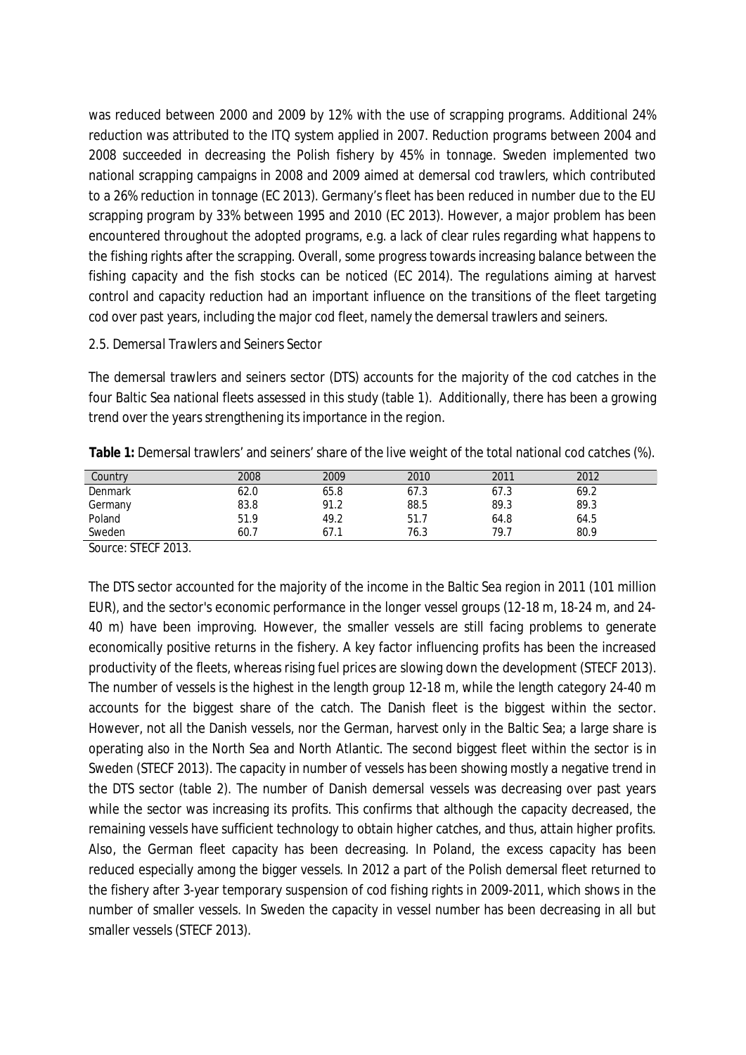was reduced between 2000 and 2009 by 12% with the use of scrapping programs. Additional 24% reduction was attributed to the ITQ system applied in 2007. Reduction programs between 2004 and 2008 succeeded in decreasing the Polish fishery by 45% in tonnage. Sweden implemented two national scrapping campaigns in 2008 and 2009 aimed at demersal cod trawlers, which contributed to a 26% reduction in tonnage (EC 2013). Germany's fleet has been reduced in number due to the EU scrapping program by 33% between 1995 and 2010 (EC 2013). However, a major problem has been encountered throughout the adopted programs, e.g. a lack of clear rules regarding what happens to the fishing rights after the scrapping. Overall, some progress towards increasing balance between the fishing capacity and the fish stocks can be noticed (EC 2014). The regulations aiming at harvest control and capacity reduction had an important influence on the transitions of the fleet targeting cod over past years, including the major cod fleet, namely the demersal trawlers and seiners.

### *2.5. Demersal Trawlers and Seiners Sector*

The demersal trawlers and seiners sector (DTS) accounts for the majority of the cod catches in the four Baltic Sea national fleets assessed in this study (table 1). Additionally, there has been a growing trend over the years strengthening its importance in the region.

**Table 1:** Demersal trawlers' and seiners' share of the live weight of the total national cod catches (%).

| Country | 2008 | 2009 | 2010 | 2011 | 2012 |
|---|---|---|---|---|---|
| Denmark | 62.0 | 65.8 | 67.3 | 67.3 | 69.2 |
| Germany | 83.8 | 91.2 | 88.5 | 89.3 | 89.3 |
| Poland | 51.9 | 49.2 | 51.7 | 64.8 | 64.5 |
| Sweden | 60.7 | 67.1 | 76.3 | 79.7 | 80.9 |

Source: STECF 2013.

The DTS sector accounted for the majority of the income in the Baltic Sea region in 2011 (101 million EUR), and the sector's economic performance in the longer vessel groups (12-18 m, 18-24 m, and 24-40 m) have been improving. However, the smaller vessels are still facing problems to generate economically positive returns in the fishery. A key factor influencing profits has been the increased productivity of the fleets, whereas rising fuel prices are slowing down the development (STECF 2013). The number of vessels is the highest in the length group 12-18 m, while the length category 24-40 m accounts for the biggest share of the catch. The Danish fleet is the biggest within the sector. However, not all the Danish vessels, nor the German, harvest only in the Baltic Sea; a large share is operating also in the North Sea and North Atlantic. The second biggest fleet within the sector is in Sweden (STECF 2013). The capacity in number of vessels has been showing mostly a negative trend in the DTS sector (table 2). The number of Danish demersal vessels was decreasing over past years while the sector was increasing its profits. This confirms that although the capacity decreased, the remaining vessels have sufficient technology to obtain higher catches, and thus, attain higher profits. Also, the German fleet capacity has been decreasing. In Poland, the excess capacity has been reduced especially among the bigger vessels. In 2012 a part of the Polish demersal fleet returned to the fishery after 3-year temporary suspension of cod fishing rights in 2009-2011, which shows in the number of smaller vessels. In Sweden the capacity in vessel number has been decreasing in all but smaller vessels (STECF 2013).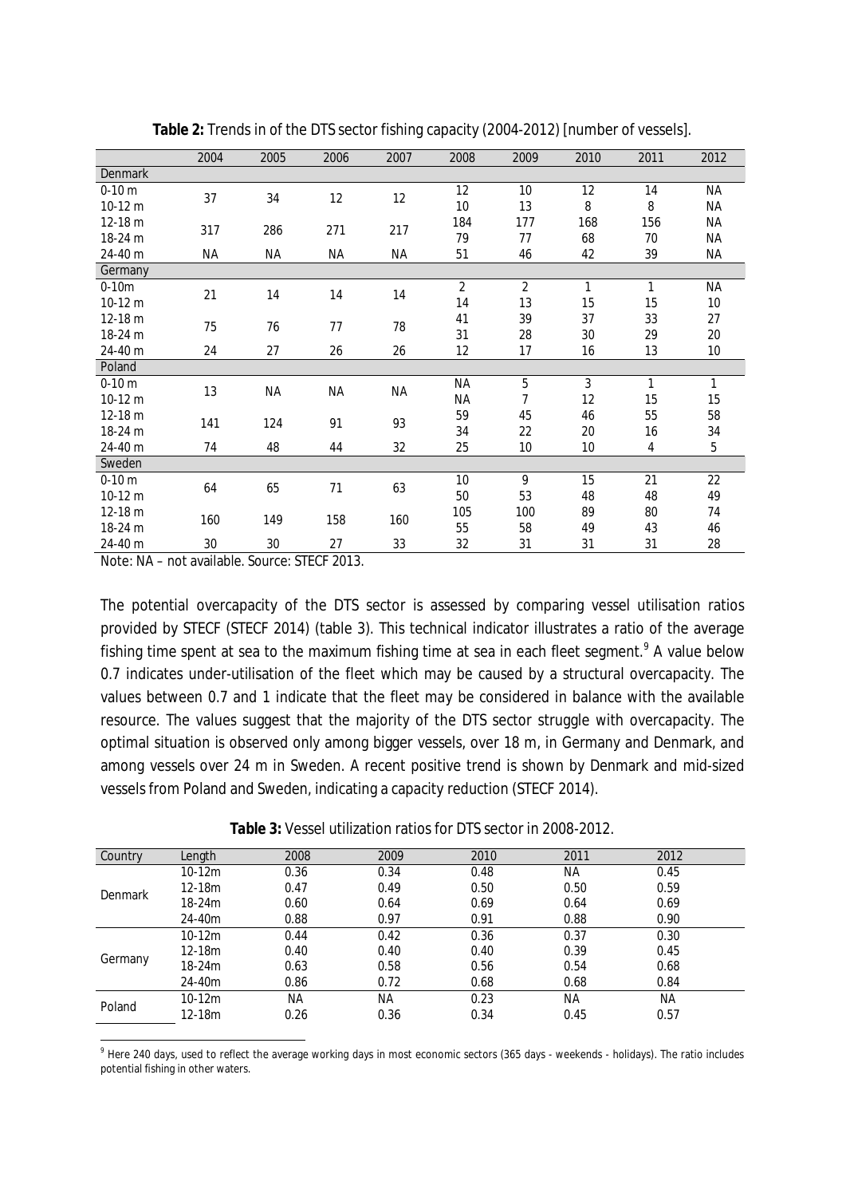**Table 2:** Trends in of the DTS sector fishing capacity (2004-2012) [number of vessels].

| | 2004 | 2005 | 2006 | 2007 | 2008 | 2009 | 2010 | 2011 | 2012 |
|---|---|---|---|---|---|---|---|---|---|
| Denmark | | | | | | | | | |
| 0-10 m | 37 | 34 | 12 | 12 | 12 | 10 | 12 | 14 | NA |
| 10-12 m | | | | | 10 | 13 | 8 | 8 | NA |
| 12-18 m | 317 | 286 | 271 | 217 | 184 | 177 | 168 | 156 | NA |
| 18-24 m | | | | | 79 | 77 | 68 | 70 | NA |
| 24-40 m | NA | NA | NA | NA | 51 | 46 | 42 | 39 | NA |
| Germany | | | | | | | | | |
| 0-10m | 21 | 14 | 14 | 14 | 2 | 2 | 1 | 1 | NA |
| 10-12 m | | | | | 14 | 13 | 15 | 15 | 10 |
| 12-18 m | 75 | 76 | 77 | 78 | 41 | 39 | 37 | 33 | 27 |
| 18-24 m | | | | | 31 | 28 | 30 | 29 | 20 |
| 24-40 m | 24 | 27 | 26 | 26 | 12 | 17 | 16 | 13 | 10 |
| Poland | | | | | | | | | |
| 0-10 m | 13 | NA | NA | NA | NA | 5 | 3 | 1 | 1 |
| 10-12 m | | | | | NA | 7 | 12 | 15 | 15 |
| 12-18 m | 141 | 124 | 91 | 93 | 59 | 45 | 46 | 55 | 58 |
| 18-24 m | | | | | 34 | 22 | 20 | 16 | 34 |
| 24-40 m | 74 | 48 | 44 | 32 | 25 | 10 | 10 | 4 | 5 |
| Sweden | | | | | | | | | |
| 0-10 m | 64 | 65 | 71 | 63 | 10 | 9 | 15 | 21 | 22 |
| 10-12 m | | | | | 50 | 53 | 48 | 48 | 49 |
| 12-18 m | 160 | 149 | 158 | 160 | 105 | 100 | 89 | 80 | 74 |
| 18-24 m | | | | | 55 | 58 | 49 | 43 | 46 |
| 24-40 m | 30 | 30 | 27 | 33 | 32 | 31 | 31 | 31 | 28 |

Note: NA – not available. Source: STECF 2013.

The potential overcapacity of the DTS sector is assessed by comparing vessel utilisation ratios provided by STECF (STECF 2014) (table 3). This technical indicator illustrates a ratio of the average fishing time spent at sea to the maximum fishing time at sea in each fleet segment.[9] A value below 0.7 indicates under-utilisation of the fleet which may be caused by a structural overcapacity. The values between 0.7 and 1 indicate that the fleet may be considered in balance with the available resource. The values suggest that the majority of the DTS sector struggle with overcapacity. The optimal situation is observed only among bigger vessels, over 18 m, in Germany and Denmark, and among vessels over 24 m in Sweden. A recent positive trend is shown by Denmark and mid-sized vessels from Poland and Sweden, indicating a capacity reduction (STECF 2014).

**Table 3:** Vessel utilization ratios for DTS sector in 2008-2012.

| Country | Length | 2008 | 2009 | 2010 | 2011 | 2012 |
|---|---|---|---|---|---|---|
| Denmark | 10-12m | 0.36 | 0.34 | 0.48 | NA | 0.45 |
| | 12-18m | 0.47 | 0.49 | 0.50 | 0.50 | 0.59 |
| | 18-24m | 0.60 | 0.64 | 0.69 | 0.64 | 0.69 |
| | 24-40m | 0.88 | 0.97 | 0.91 | 0.88 | 0.90 |
| Germany | 10-12m | 0.44 | 0.42 | 0.36 | 0.37 | 0.30 |
| | 12-18m | 0.40 | 0.40 | 0.40 | 0.39 | 0.45 |
| | 18-24m | 0.63 | 0.58 | 0.56 | 0.54 | 0.68 |
| | 24-40m | 0.86 | 0.72 | 0.68 | 0.68 | 0.84 |
| Poland | 10-12m | NA | NA | 0.23 | NA | NA |
| | 12-18m | 0.26 | 0.36 | 0.34 | 0.45 | 0.57 |

[9] Here 240 days, used to reflect the average working days in most economic sectors (365 days - weekends - holidays). The ratio includes potential fishing in other waters.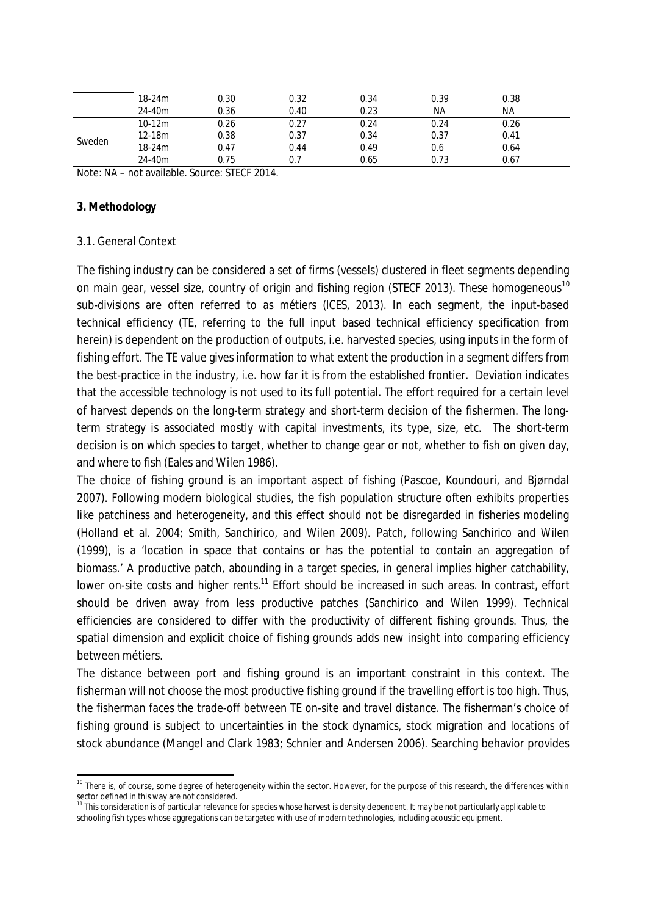| | | | | | | |
|---|---|---|---|---|---|---|
| | 18-24m | 0.30 | 0.32 | 0.34 | 0.39 | 0.38 |
| | 24-40m | 0.36 | 0.40 | 0.23 | NA | NA |
| Sweden | 10-12m | 0.26 | 0.27 | 0.24 | 0.24 | 0.26 |
| | 12-18m | 0.38 | 0.37 | 0.34 | 0.37 | 0.41 |
| | 18-24m | 0.47 | 0.44 | 0.49 | 0.6 | 0.64 |
| | 24-40m | 0.75 | 0.7 | 0.65 | 0.73 | 0.67 |

Note: NA – not available. Source: STECF 2014.

## 3. Methodology

### 3.1. General Context

The fishing industry can be considered a set of firms (vessels) clustered in fleet segments depending on main gear, vessel size, country of origin and fishing region (STECF 2013). These homogeneous[10] sub-divisions are often referred to as métiers (ICES, 2013). In each segment, the input-based technical efficiency (TE, referring to the full input based technical efficiency specification from herein) is dependent on the production of outputs, i.e. harvested species, using inputs in the form of fishing effort. The TE value gives information to what extent the production in a segment differs from the best-practice in the industry, i.e. how far it is from the established frontier. Deviation indicates that the accessible technology is not used to its full potential. The effort required for a certain level of harvest depends on the long-term strategy and short-term decision of the fishermen. The long-term strategy is associated mostly with capital investments, its type, size, etc. The short-term decision is on which species to target, whether to change gear or not, whether to fish on given day, and where to fish (Eales and Wilen 1986).

The choice of fishing ground is an important aspect of fishing (Pascoe, Koundouri, and Bjørndal 2007). Following modern biological studies, the fish population structure often exhibits properties like patchiness and heterogeneity, and this effect should not be disregarded in fisheries modeling (Holland et al. 2004; Smith, Sanchirico, and Wilen 2009). Patch, following Sanchirico and Wilen (1999), is a 'location in space that contains or has the potential to contain an aggregation of biomass.' A productive patch, abounding in a target species, in general implies higher catchability, lower on-site costs and higher rents.[11] Effort should be increased in such areas. In contrast, effort should be driven away from less productive patches (Sanchirico and Wilen 1999). Technical efficiencies are considered to differ with the productivity of different fishing grounds. Thus, the spatial dimension and explicit choice of fishing grounds adds new insight into comparing efficiency between métiers.

The distance between port and fishing ground is an important constraint in this context. The fisherman will not choose the most productive fishing ground if the travelling effort is too high. Thus, the fisherman faces the trade-off between TE on-site and travel distance. The fisherman's choice of fishing ground is subject to uncertainties in the stock dynamics, stock migration and locations of stock abundance (Mangel and Clark 1983; Schnier and Andersen 2006). Searching behavior provides

[10] There is, of course, some degree of heterogeneity within the sector. However, for the purpose of this research, the differences within sector defined in this way are not considered.

[11] This consideration is of particular relevance for species whose harvest is density dependent. It may be not particularly applicable to schooling fish types whose aggregations can be targeted with use of modern technologies, including acoustic equipment.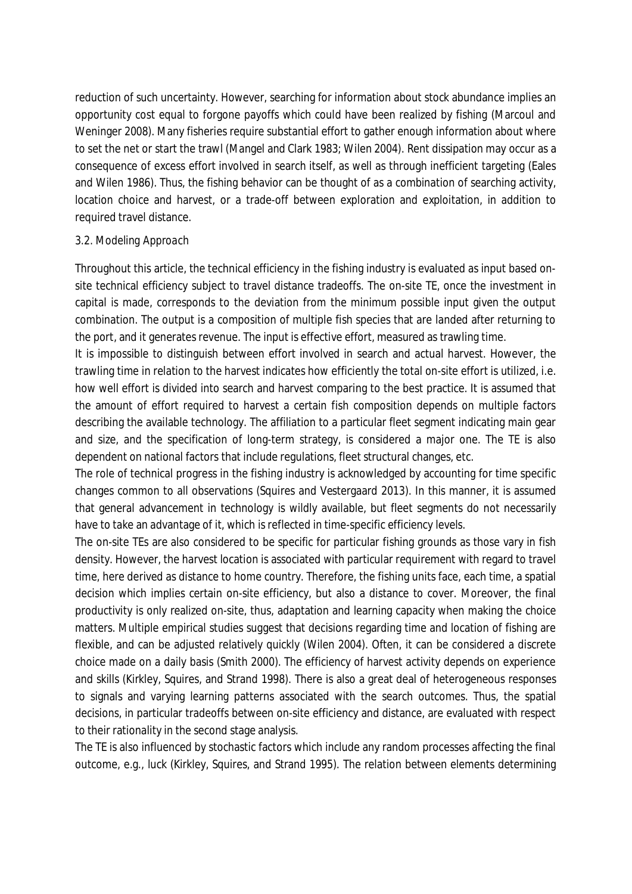reduction of such uncertainty. However, searching for information about stock abundance implies an opportunity cost equal to forgone payoffs which could have been realized by fishing (Marcoul and Weninger 2008). Many fisheries require substantial effort to gather enough information about where to set the net or start the trawl (Mangel and Clark 1983; Wilen 2004). Rent dissipation may occur as a consequence of excess effort involved in search itself, as well as through inefficient targeting (Eales and Wilen 1986). Thus, the fishing behavior can be thought of as a combination of searching activity, location choice and harvest, or a trade-off between exploration and exploitation, in addition to required travel distance.

### 3.2. Modeling Approach

Throughout this article, the technical efficiency in the fishing industry is evaluated as input based on-site technical efficiency subject to travel distance tradeoffs. The on-site TE, once the investment in capital is made, corresponds to the deviation from the minimum possible input given the output combination. The output is a composition of multiple fish species that are landed after returning to the port, and it generates revenue. The input is effective effort, measured as trawling time.

It is impossible to distinguish between effort involved in search and actual harvest. However, the trawling time in relation to the harvest indicates how efficiently the total on-site effort is utilized, i.e. how well effort is divided into search and harvest comparing to the best practice. It is assumed that the amount of effort required to harvest a certain fish composition depends on multiple factors describing the available technology. The affiliation to a particular fleet segment indicating main gear and size, and the specification of long-term strategy, is considered a major one. The TE is also dependent on national factors that include regulations, fleet structural changes, etc.

The role of technical progress in the fishing industry is acknowledged by accounting for time specific changes common to all observations (Squires and Vestergaard 2013). In this manner, it is assumed that general advancement in technology is wildly available, but fleet segments do not necessarily have to take an advantage of it, which is reflected in time-specific efficiency levels.

The on-site TEs are also considered to be specific for particular fishing grounds as those vary in fish density. However, the harvest location is associated with particular requirement with regard to travel time, here derived as distance to home country. Therefore, the fishing units face, each time, a spatial decision which implies certain on-site efficiency, but also a distance to cover. Moreover, the final productivity is only realized on-site, thus, adaptation and learning capacity when making the choice matters. Multiple empirical studies suggest that decisions regarding time and location of fishing are flexible, and can be adjusted relatively quickly (Wilen 2004). Often, it can be considered a discrete choice made on a daily basis (Smith 2000). The efficiency of harvest activity depends on experience and skills (Kirkley, Squires, and Strand 1998). There is also a great deal of heterogeneous responses to signals and varying learning patterns associated with the search outcomes. Thus, the spatial decisions, in particular tradeoffs between on-site efficiency and distance, are evaluated with respect to their rationality in the second stage analysis.

The TE is also influenced by stochastic factors which include any random processes affecting the final outcome, e.g., luck (Kirkley, Squires, and Strand 1995). The relation between elements determining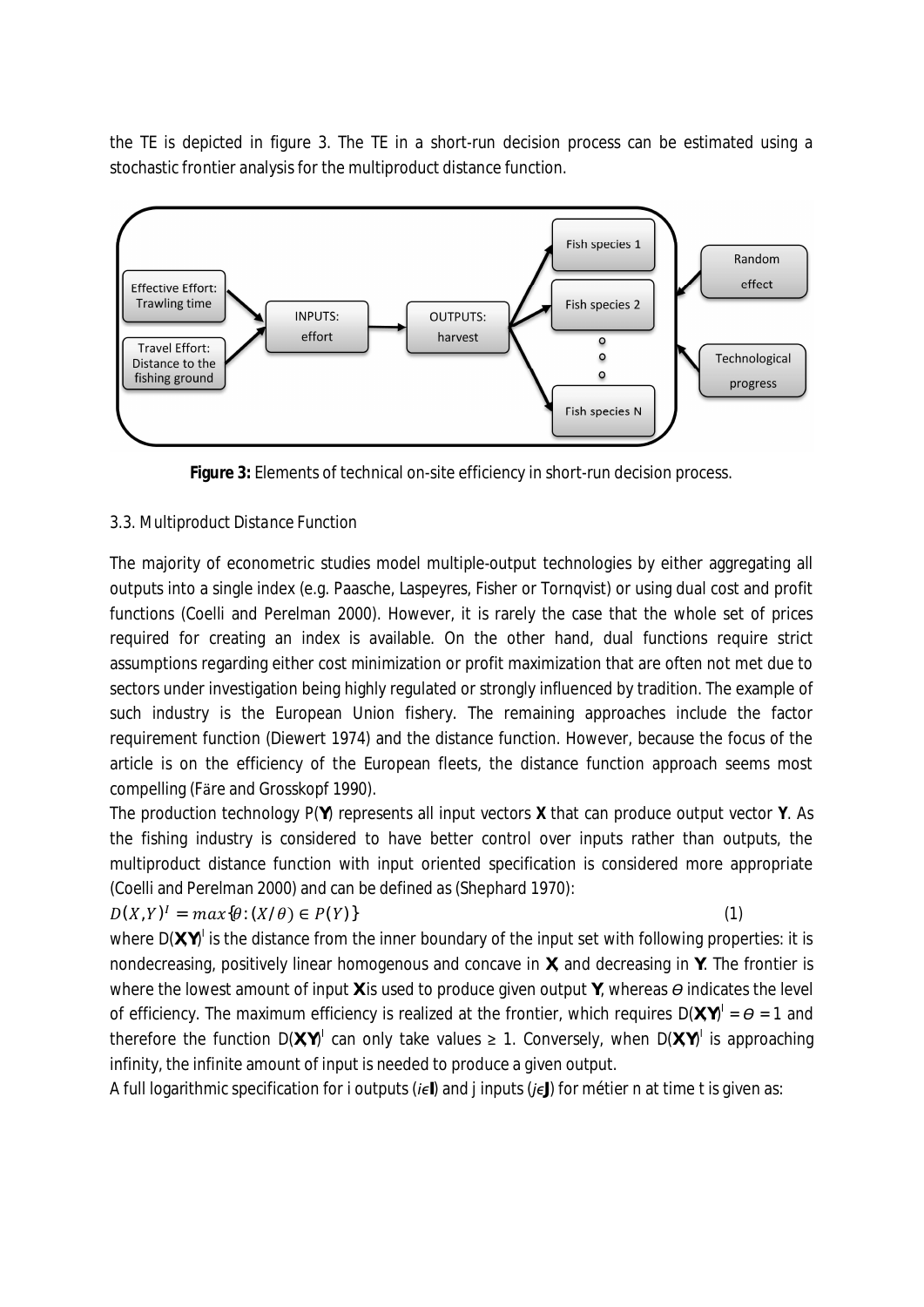the TE is depicted in figure 3. The TE in a short-run decision process can be estimated using a stochastic frontier analysis for the multiproduct distance function.

**Figure 3:** Elements of technical on-site efficiency in short-run decision process.

*3.3. Multiproduct Distance Function*

The majority of econometric studies model multiple-output technologies by either aggregating all outputs into a single index (e.g. Paasche, Laspeyres, Fisher or Tornqvist) or using dual cost and profit functions (Coelli and Perelman 2000). However, it is rarely the case that the whole set of prices required for creating an index is available. On the other hand, dual functions require strict assumptions regarding either cost minimization or profit maximization that are often not met due to sectors under investigation being highly regulated or strongly influenced by tradition. The example of such industry is the European Union fishery. The remaining approaches include the factor requirement function (Diewert 1974) and the distance function. However, because the focus of the article is on the efficiency of the European fleets, the distance function approach seems most compelling (Färe and Grosskopf 1990).

The production technology P(**Y**) represents all input vectors **X** that can produce output vector **Y**. As the fishing industry is considered to have better control over inputs rather than outputs, the multiproduct distance function with input oriented specification is considered more appropriate (Coelli and Perelman 2000) and can be defined as (Shephard 1970):

$$D(X,Y)^I = max\{\theta : (X/\theta) \in P(Y)\} \qquad (1)$$

where $D(\mathbf{X,Y})^I$ is the distance from the inner boundary of the input set with following properties: it is nondecreasing, positively linear homogenous and concave in **X**, and decreasing in **Y**. The frontier is where the lowest amount of input **X** is used to produce given output **Y**, whereas $\theta$ indicates the level of efficiency. The maximum efficiency is realized at the frontier, which requires $D(\mathbf{X,Y})^I = \theta = 1$ and therefore the function $D(\mathbf{X,Y})^I$ can only take values ≥ 1. Conversely, when $D(\mathbf{X,Y})^I$ is approaching infinity, the infinite amount of input is needed to produce a given output.

A full logarithmic specification for i outputs ($i\in\mathbf{I}$) and j inputs ($j\in\mathbf{J}$) for métier n at time t is given as: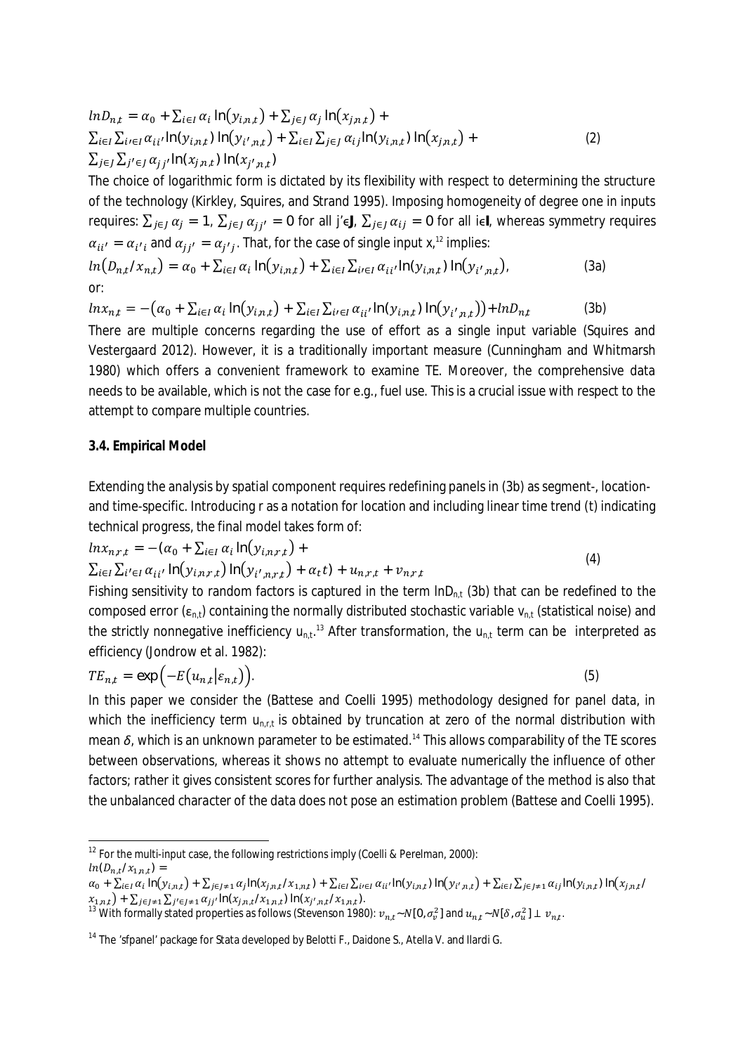$$lnD_{n,t} = \alpha_0 + \sum_{i \in I} \alpha_i \ln(y_{i,n,t}) + \sum_{j \in J} \alpha_j \ln(x_{j,n,t}) +$$
$$\sum_{i \in I} \sum_{i' \in I} \alpha_{ii'} \ln(y_{i,n,t}) \ln(y_{i',n,t}) + \sum_{i \in I} \sum_{j \in J} \alpha_{ij} \ln(y_{i,n,t}) \ln(x_{j,n,t}) + \tag{2}$$
$$\sum_{j \in J} \sum_{j' \in J} \alpha_{jj'} \ln(x_{j,n,t}) \ln(x_{j',n,t})$$

The choice of logarithmic form is dictated by its flexibility with respect to determining the structure of the technology (Kirkley, Squires, and Strand 1995). Imposing homogeneity of degree one in inputs requires: $\sum_{j \in J} \alpha_j = 1$, $\sum_{j \in J} \alpha_{jj'} = 0$ for all $j' \in \mathbf{J}$, $\sum_{j \in J} \alpha_{ij} = 0$ for all $i \in \mathbf{I}$, whereas symmetry requires $\alpha_{ii'} = \alpha_{i'i}$ and $\alpha_{jj'} = \alpha_{j'j}$. That, for the case of single input x,[12] implies:

$$ln(D_{n,t}/x_{n,t}) = \alpha_0 + \sum_{i \in I} \alpha_i \ln(y_{i,n,t}) + \sum_{i \in I} \sum_{i' \in I} \alpha_{ii'} \ln(y_{i,n,t}) \ln(y_{i',n,t}), \tag{3a}$$

or:

$$lnx_{n,t} = -\left(\alpha_0 + \sum_{i \in I} \alpha_i \ln(y_{i,n,t}) + \sum_{i \in I} \sum_{i' \in I} \alpha_{ii'} \ln(y_{i,n,t}) \ln(y_{i',n,t})\right) + lnD_{n,t} \tag{3b}$$

There are multiple concerns regarding the use of effort as a single input variable (Squires and Vestergaard 2012). However, it is a traditionally important measure (Cunningham and Whitmarsh 1980) which offers a convenient framework to examine TE. Moreover, the comprehensive data needs to be available, which is not the case for e.g., fuel use. This is a crucial issue with respect to the attempt to compare multiple countries.

### 3.4. Empirical Model

Extending the analysis by spatial component requires redefining panels in (3b) as segment-, location- and time-specific. Introducing r as a notation for location and including linear time trend (t) indicating technical progress, the final model takes form of:

$$lnx_{n,r,t} = -(\alpha_0 + \sum_{i \in I} \alpha_i \ln(y_{i,n,r,t}) +$$
$$\sum_{i \in I} \sum_{i' \in I} \alpha_{ii'} \ln(y_{i,n,r,t}) \ln(y_{i',n,r,t}) + \alpha_t t) + u_{n,r,t} + v_{n,r,t} \tag{4}$$

Fishing sensitivity to random factors is captured in the term $lnD_{n,t}$ (3b) that can be redefined to the composed error ($\varepsilon_{n,t}$) containing the normally distributed stochastic variable $v_{n,t}$ (statistical noise) and the strictly nonnegative inefficiency $u_{n,t}$.[13] After transformation, the $u_{n,t}$ term can be interpreted as efficiency (Jondrow et al. 1982):

$$TE_{n,t} = \exp\left(-E\left(u_{n,t} | \varepsilon_{n,t}\right)\right). \tag{5}$$

In this paper we consider the (Battese and Coelli 1995) methodology designed for panel data, in which the inefficiency term $u_{n,r,t}$ is obtained by truncation at zero of the normal distribution with mean $\delta$, which is an unknown parameter to be estimated.[14] This allows comparability of the TE scores between observations, whereas it shows no attempt to evaluate numerically the influence of other factors; rather it gives consistent scores for further analysis. The advantage of the method is also that the unbalanced character of the data does not pose an estimation problem (Battese and Coelli 1995).

---

[12] For the multi-input case, the following restrictions imply (Coelli & Perelman, 2000):
$ln(D_{n,t}/x_{1,n,t}) =$
$\alpha_0 + \sum_{i \in I} \alpha_i \ln(y_{i,n,t}) + \sum_{j \in J \neq 1} \alpha_j \ln(x_{j,n,t}/x_{1,n,t}) + \sum_{i \in I} \sum_{i' \in I} \alpha_{ii'} \ln(y_{i,n,t}) \ln(y_{i',n,t}) + \sum_{i \in I} \sum_{j \in J \neq 1} \alpha_{ij} \ln(y_{i,n,t}) \ln(x_{j,n,t}/x_{1,n,t}) + \sum_{j \in J \neq 1} \sum_{j' \in J \neq 1} \alpha_{jj'} \ln(x_{j,n,t}/x_{1,n,t}) \ln(x_{j',n,t}/x_{1,n,t})$.

[13] With formally stated properties as follows (Stevenson 1980): $v_{n,t} \sim N[0, \sigma_v^2]$ and $u_{n,t} \sim N[\delta, \sigma_u^2] \perp v_{n,t}$.

[14] The 'sfpanel' package for Stata developed by Belotti F., Daidone S., Atella V. and Ilardi G.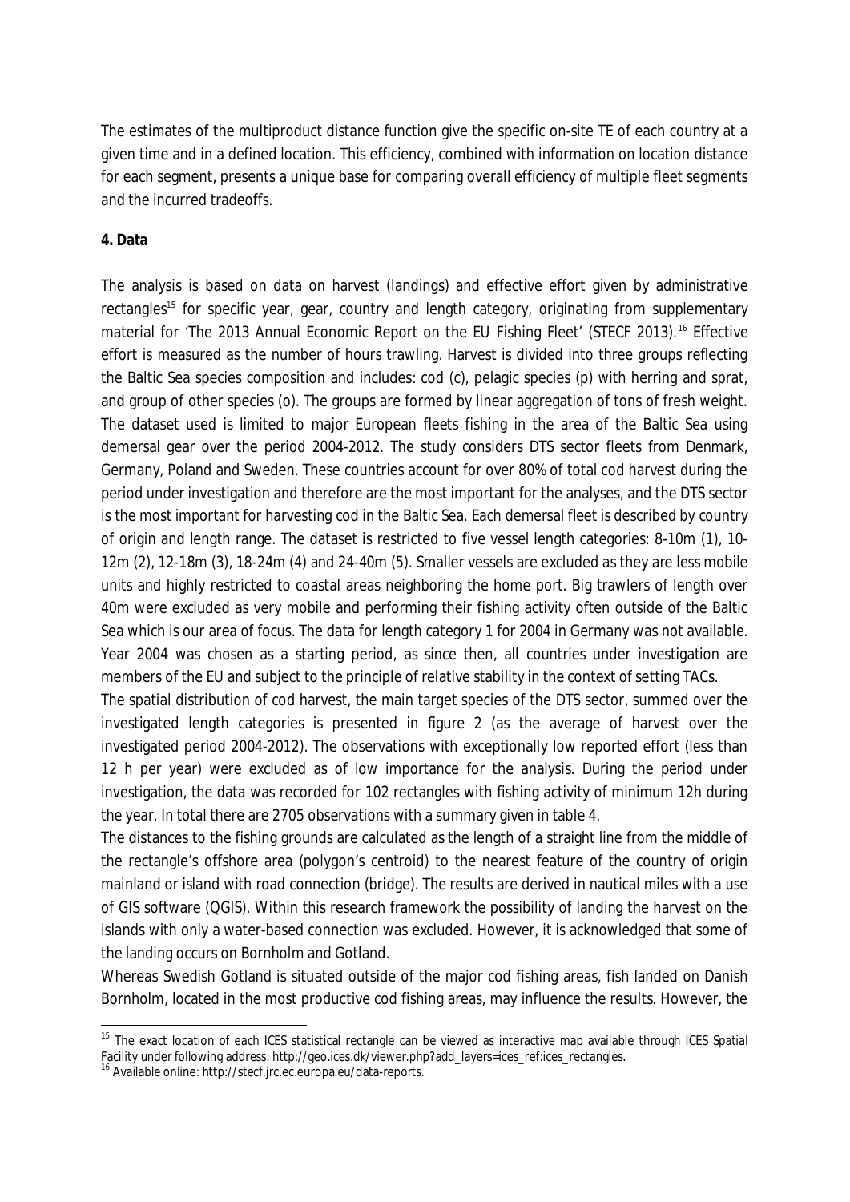The estimates of the multiproduct distance function give the specific on-site TE of each country at a given time and in a defined location. This efficiency, combined with information on location distance for each segment, presents a unique base for comparing overall efficiency of multiple fleet segments and the incurred tradeoffs.

**4. Data**

The analysis is based on data on harvest (landings) and effective effort given by administrative rectangles[15] for specific year, gear, country and length category, originating from supplementary material for 'The 2013 Annual Economic Report on the EU Fishing Fleet' (STECF 2013).[16] Effective effort is measured as the number of hours trawling. Harvest is divided into three groups reflecting the Baltic Sea species composition and includes: cod (c), pelagic species (p) with herring and sprat, and group of other species (o). The groups are formed by linear aggregation of tons of fresh weight. The dataset used is limited to major European fleets fishing in the area of the Baltic Sea using demersal gear over the period 2004-2012. The study considers DTS sector fleets from Denmark, Germany, Poland and Sweden. These countries account for over 80% of total cod harvest during the period under investigation and therefore are the most important for the analyses, and the DTS sector is the most important for harvesting cod in the Baltic Sea. Each demersal fleet is described by country of origin and length range. The dataset is restricted to five vessel length categories: 8-10m (1), 10-12m (2), 12-18m (3), 18-24m (4) and 24-40m (5). Smaller vessels are excluded as they are less mobile units and highly restricted to coastal areas neighboring the home port. Big trawlers of length over 40m were excluded as very mobile and performing their fishing activity often outside of the Baltic Sea which is our area of focus. The data for length category 1 for 2004 in Germany was not available. Year 2004 was chosen as a starting period, as since then, all countries under investigation are members of the EU and subject to the principle of relative stability in the context of setting TACs.

The spatial distribution of cod harvest, the main target species of the DTS sector, summed over the investigated length categories is presented in figure 2 (as the average of harvest over the investigated period 2004-2012). The observations with exceptionally low reported effort (less than 12 h per year) were excluded as of low importance for the analysis. During the period under investigation, the data was recorded for 102 rectangles with fishing activity of minimum 12h during the year. In total there are 2705 observations with a summary given in table 4.

The distances to the fishing grounds are calculated as the length of a straight line from the middle of the rectangle's offshore area (polygon's centroid) to the nearest feature of the country of origin mainland or island with road connection (bridge). The results are derived in nautical miles with a use of GIS software (QGIS). Within this research framework the possibility of landing the harvest on the islands with only a water-based connection was excluded. However, it is acknowledged that some of the landing occurs on Bornholm and Gotland.

Whereas Swedish Gotland is situated outside of the major cod fishing areas, fish landed on Danish Bornholm, located in the most productive cod fishing areas, may influence the results. However, the

[15] The exact location of each ICES statistical rectangle can be viewed as interactive map available through ICES Spatial Facility under following address: http://geo.ices.dk/viewer.php?add_layers=ices_ref:ices_rectangles.

[16] Available online: http://stecf.jrc.ec.europa.eu/data-reports.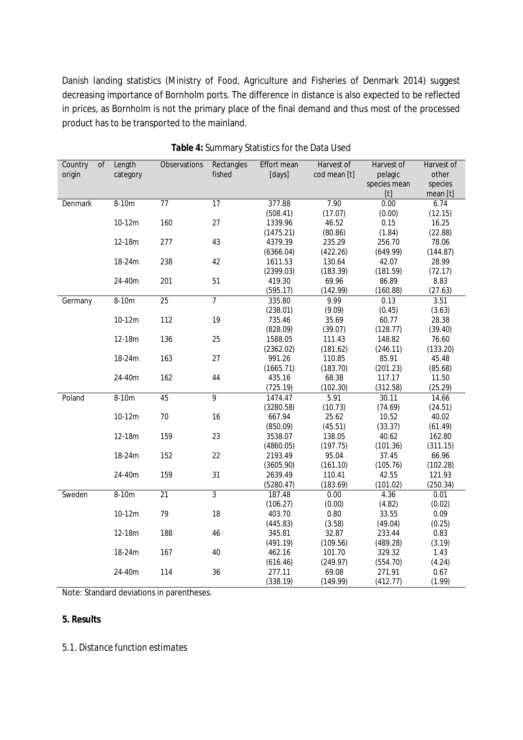Danish landing statistics (Ministry of Food, Agriculture and Fisheries of Denmark 2014) suggest decreasing importance of Bornholm ports. The difference in distance is also expected to be reflected in prices, as Bornholm is not the primary place of the final demand and thus most of the processed product has to be transported to the mainland.

**Table 4:** Summary Statistics for the Data Used

| Country of origin | Length category | Observations | Rectangles fished | Effort mean [days] | Harvest of cod mean [t] | Harvest of pelagic species mean [t] | Harvest of other species mean [t] |
|---|---|---|---|---|---|---|---|
| Denmark | 8-10m | 77 | 17 | 377.88 | 7.90 | 0.00 | 6.74 |
| | | | | (508.41) | (17.07) | (0.00) | (12.15) |
| | 10-12m | 160 | 27 | 1339.96 | 46.52 | 0.15 | 16.25 |
| | | | | (1475.21) | (80.86) | (1.84) | (22.88) |
| | 12-18m | 277 | 43 | 4379.39 | 235.29 | 256.70 | 78.06 |
| | | | | (6366.04) | (422.26) | (649.99) | (144.87) |
| | 18-24m | 238 | 42 | 1611.53 | 130.64 | 42.07 | 28.99 |
| | | | | (2399.03) | (183.39) | (181.59) | (72.17) |
| | 24-40m | 201 | 51 | 419.30 | 69.96 | 86.89 | 8.83 |
| | | | | (595.17) | (142.99) | (160.88) | (27.63) |
| Germany | 8-10m | 25 | 7 | 335.80 | 9.99 | 0.13 | 3.51 |
| | | | | (238.01) | (9.09) | (0.45) | (3.63) |
| | 10-12m | 112 | 19 | 735.46 | 35.69 | 60.77 | 28.38 |
| | | | | (828.09) | (39.07) | (128.77) | (39.40) |
| | 12-18m | 136 | 25 | 1588.05 | 111.43 | 148.82 | 76.60 |
| | | | | (2362.02) | (181.62) | (246.11) | (133.20) |
| | 18-24m | 163 | 27 | 991.26 | 110.85 | 85.91 | 45.48 |
| | | | | (1665.71) | (183.70) | (201.23) | (85.68) |
| | 24-40m | 162 | 44 | 435.16 | 68.38 | 117.17 | 11.50 |
| | | | | (725.19) | (102.30) | (312.58) | (25.29) |
| Poland | 8-10m | 45 | 9 | 1474.47 | 5.91 | 30.11 | 14.66 |
| | | | | (3280.58) | (10.73) | (74.69) | (24.51) |
| | 10-12m | 70 | 16 | 667.94 | 25.62 | 10.52 | 40.02 |
| | | | | (850.09) | (45.51) | (33.37) | (61.49) |
| | 12-18m | 159 | 23 | 3538.07 | 138.05 | 40.62 | 162.80 |
| | | | | (4860.05) | (197.75) | (101.36) | (311.15) |
| | 18-24m | 152 | 22 | 2193.49 | 95.04 | 37.45 | 66.96 |
| | | | | (3605.90) | (161.10) | (105.76) | (102.28) |
| | 24-40m | 159 | 31 | 2639.49 | 110.41 | 42.55 | 121.93 |
| | | | | (5280.47) | (183.69) | (101.02) | (250.34) |
| Sweden | 8-10m | 21 | 3 | 187.48 | 0.00 | 4.36 | 0.01 |
| | | | | (106.27) | (0.00) | (4.82) | (0.02) |
| | 10-12m | 79 | 18 | 403.70 | 0.80 | 33.55 | 0.09 |
| | | | | (445.83) | (3.58) | (49.04) | (0.25) |
| | 12-18m | 188 | 46 | 345.81 | 32.87 | 233.44 | 0.83 |
| | | | | (491.19) | (109.56) | (489.28) | (3.19) |
| | 18-24m | 167 | 40 | 462.16 | 101.70 | 329.32 | 1.43 |
| | | | | (616.46) | (249.97) | (554.70) | (4.24) |
| | 24-40m | 114 | 36 | 277.11 | 69.08 | 271.91 | 0.67 |
| | | | | (338.19) | (149.99) | (412.77) | (1.99) |

Note: Standard deviations in parentheses.

## 5. Results

### *5.1. Distance function estimates*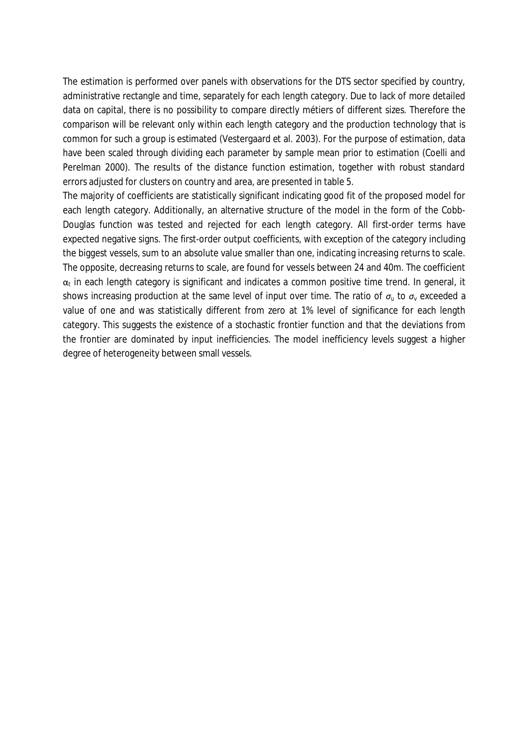The estimation is performed over panels with observations for the DTS sector specified by country, administrative rectangle and time, separately for each length category. Due to lack of more detailed data on capital, there is no possibility to compare directly métiers of different sizes. Therefore the comparison will be relevant only within each length category and the production technology that is common for such a group is estimated (Vestergaard et al. 2003). For the purpose of estimation, data have been scaled through dividing each parameter by sample mean prior to estimation (Coelli and Perelman 2000). The results of the distance function estimation, together with robust standard errors adjusted for clusters on country and area, are presented in table 5.

The majority of coefficients are statistically significant indicating good fit of the proposed model for each length category. Additionally, an alternative structure of the model in the form of the Cobb-Douglas function was tested and rejected for each length category. All first-order terms have expected negative signs. The first-order output coefficients, with exception of the category including the biggest vessels, sum to an absolute value smaller than one, indicating increasing returns to scale. The opposite, decreasing returns to scale, are found for vessels between 24 and 40m. The coefficient $\alpha_t$ in each length category is significant and indicates a common positive time trend. In general, it shows increasing production at the same level of input over time. The ratio of $\sigma_u$ to $\sigma_v$ exceeded a value of one and was statistically different from zero at 1% level of significance for each length category. This suggests the existence of a stochastic frontier function and that the deviations from the frontier are dominated by input inefficiencies. The model inefficiency levels suggest a higher degree of heterogeneity between small vessels.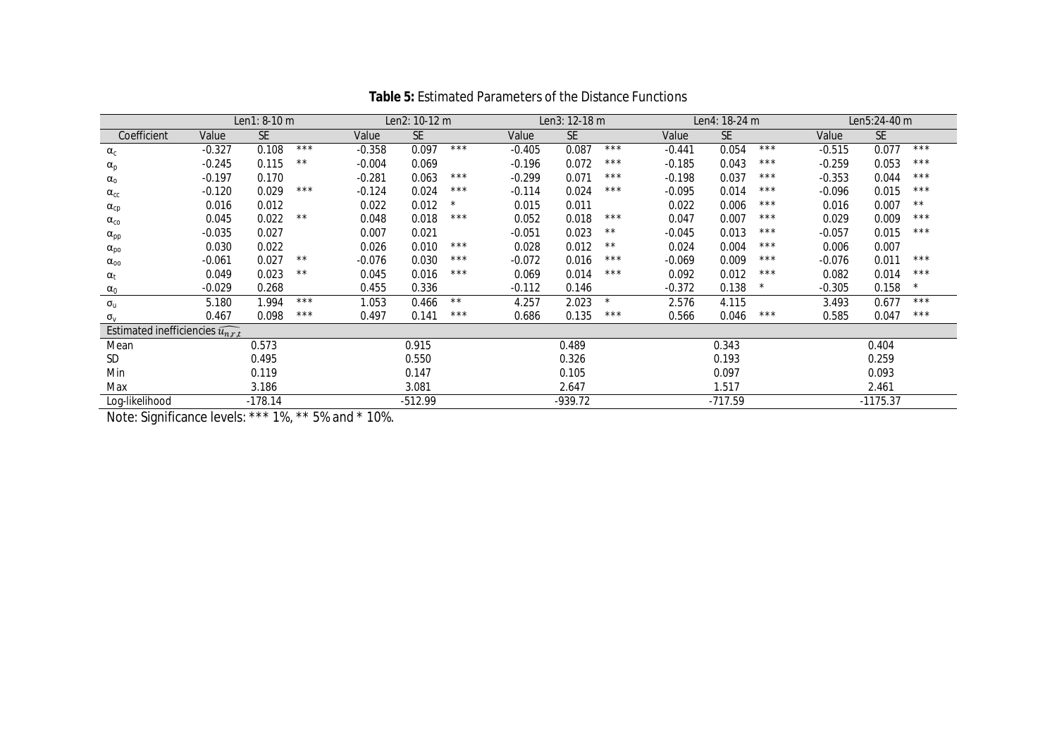**Table 5:** Estimated Parameters of the Distance Functions

| | Len1: 8-10 m | | | Len2: 10-12 m | | | Len3: 12-18 m | | | Len4: 18-24 m | | | Len5:24-40 m | | |
|---|---|---|---|---|---|---|---|---|---|---|---|---|---|---|---|
| Coefficient | Value | SE | | Value | SE | | Value | SE | | Value | SE | | Value | SE | |
| $\alpha_c$ | -0.327 | 0.108 | *** | -0.358 | 0.097 | *** | -0.405 | 0.087 | *** | -0.441 | 0.054 | *** | -0.515 | 0.077 | *** |
| $\alpha_p$ | -0.245 | 0.115 | ** | -0.004 | 0.069 | | -0.196 | 0.072 | *** | -0.185 | 0.043 | *** | -0.259 | 0.053 | *** |
| $\alpha_o$ | -0.197 | 0.170 | | -0.281 | 0.063 | *** | -0.299 | 0.071 | *** | -0.198 | 0.037 | *** | -0.353 | 0.044 | *** |
| $\alpha_{cc}$ | -0.120 | 0.029 | *** | -0.124 | 0.024 | *** | -0.114 | 0.024 | *** | -0.095 | 0.014 | *** | -0.096 | 0.015 | *** |
| $\alpha_{cp}$ | 0.016 | 0.012 | | 0.022 | 0.012 | * | 0.015 | 0.011 | | 0.022 | 0.006 | *** | 0.016 | 0.007 | ** |
| $\alpha_{co}$ | 0.045 | 0.022 | ** | 0.048 | 0.018 | *** | 0.052 | 0.018 | *** | 0.047 | 0.007 | *** | 0.029 | 0.009 | *** |
| $\alpha_{pp}$ | -0.035 | 0.027 | | 0.007 | 0.021 | | -0.051 | 0.023 | ** | -0.045 | 0.013 | *** | -0.057 | 0.015 | *** |
| $\alpha_{po}$ | 0.030 | 0.022 | | 0.026 | 0.010 | *** | 0.028 | 0.012 | ** | 0.024 | 0.004 | *** | 0.006 | 0.007 | |
| $\alpha_{oo}$ | -0.061 | 0.027 | ** | -0.076 | 0.030 | *** | -0.072 | 0.016 | *** | -0.069 | 0.009 | *** | -0.076 | 0.011 | *** |
| $\alpha_t$ | 0.049 | 0.023 | ** | 0.045 | 0.016 | *** | 0.069 | 0.014 | *** | 0.092 | 0.012 | *** | 0.082 | 0.014 | *** |
| $\alpha_0$ | -0.029 | 0.268 | | 0.455 | 0.336 | | -0.112 | 0.146 | | -0.372 | 0.138 | * | -0.305 | 0.158 | * |
| $\sigma_u$ | 5.180 | 1.994 | *** | 1.053 | 0.466 | ** | 4.257 | 2.023 | * | 2.576 | 4.115 | | 3.493 | 0.677 | *** |
| $\sigma_v$ | 0.467 | 0.098 | *** | 0.497 | 0.141 | *** | 0.686 | 0.135 | *** | 0.566 | 0.046 | *** | 0.585 | 0.047 | *** |
| Estimated inefficiencies $\widehat{u_{nrt}}$ | | | | | | | | | | | | | | | |
| Mean | 0.573 | | | 0.915 | | | 0.489 | | | 0.343 | | | 0.404 | | |
| SD | 0.495 | | | 0.550 | | | 0.326 | | | 0.193 | | | 0.259 | | |
| Min | 0.119 | | | 0.147 | | | 0.105 | | | 0.097 | | | 0.093 | | |
| Max | 3.186 | | | 3.081 | | | 2.647 | | | 1.517 | | | 2.461 | | |
| Log-likelihood | -178.14 | | | -512.99 | | | -939.72 | | | -717.59 | | | -1175.37 | | |

Note: Significance levels: *** 1%, ** 5% and * 10%.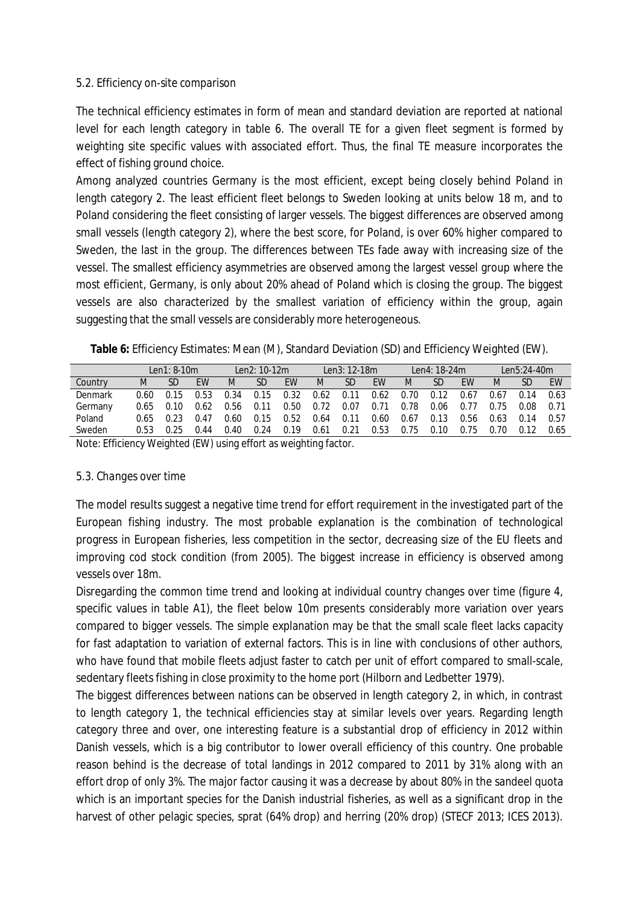### 5.2. Efficiency on-site comparison

The technical efficiency estimates in form of mean and standard deviation are reported at national level for each length category in table 6. The overall TE for a given fleet segment is formed by weighting site specific values with associated effort. Thus, the final TE measure incorporates the effect of fishing ground choice.

Among analyzed countries Germany is the most efficient, except being closely behind Poland in length category 2. The least efficient fleet belongs to Sweden looking at units below 18 m, and to Poland considering the fleet consisting of larger vessels. The biggest differences are observed among small vessels (length category 2), where the best score, for Poland, is over 60% higher compared to Sweden, the last in the group. The differences between TEs fade away with increasing size of the vessel. The smallest efficiency asymmetries are observed among the largest vessel group where the most efficient, Germany, is only about 20% ahead of Poland which is closing the group. The biggest vessels are also characterized by the smallest variation of efficiency within the group, again suggesting that the small vessels are considerably more heterogeneous.

**Table 6:** Efficiency Estimates: Mean (M), Standard Deviation (SD) and Efficiency Weighted (EW).

| | Len1: 8-10m | | | Len2: 10-12m | | | Len3: 12-18m | | | Len4: 18-24m | | | Len5:24-40m | | |
|---|---|---|---|---|---|---|---|---|---|---|---|---|---|---|---|
| Country | M | SD | EW | M | SD | EW | M | SD | EW | M | SD | EW | M | SD | EW |
| Denmark | 0.60 | 0.15 | 0.53 | 0.34 | 0.15 | 0.32 | 0.62 | 0.11 | 0.62 | 0.70 | 0.12 | 0.67 | 0.67 | 0.14 | 0.63 |
| Germany | 0.65 | 0.10 | 0.62 | 0.56 | 0.11 | 0.50 | 0.72 | 0.07 | 0.71 | 0.78 | 0.06 | 0.77 | 0.75 | 0.08 | 0.71 |
| Poland | 0.65 | 0.23 | 0.47 | 0.60 | 0.15 | 0.52 | 0.64 | 0.11 | 0.60 | 0.67 | 0.13 | 0.56 | 0.63 | 0.14 | 0.57 |
| Sweden | 0.53 | 0.25 | 0.44 | 0.40 | 0.24 | 0.19 | 0.61 | 0.21 | 0.53 | 0.75 | 0.10 | 0.75 | 0.70 | 0.12 | 0.65 |

Note: Efficiency Weighted (EW) using effort as weighting factor.

### 5.3. Changes over time

The model results suggest a negative time trend for effort requirement in the investigated part of the European fishing industry. The most probable explanation is the combination of technological progress in European fisheries, less competition in the sector, decreasing size of the EU fleets and improving cod stock condition (from 2005). The biggest increase in efficiency is observed among vessels over 18m.

Disregarding the common time trend and looking at individual country changes over time (figure 4, specific values in table A1), the fleet below 10m presents considerably more variation over years compared to bigger vessels. The simple explanation may be that the small scale fleet lacks capacity for fast adaptation to variation of external factors. This is in line with conclusions of other authors, who have found that mobile fleets adjust faster to catch per unit of effort compared to small-scale, sedentary fleets fishing in close proximity to the home port (Hilborn and Ledbetter 1979).

The biggest differences between nations can be observed in length category 2, in which, in contrast to length category 1, the technical efficiencies stay at similar levels over years. Regarding length category three and over, one interesting feature is a substantial drop of efficiency in 2012 within Danish vessels, which is a big contributor to lower overall efficiency of this country. One probable reason behind is the decrease of total landings in 2012 compared to 2011 by 31% along with an effort drop of only 3%. The major factor causing it was a decrease by about 80% in the sandeel quota which is an important species for the Danish industrial fisheries, as well as a significant drop in the harvest of other pelagic species, sprat (64% drop) and herring (20% drop) (STECF 2013; ICES 2013).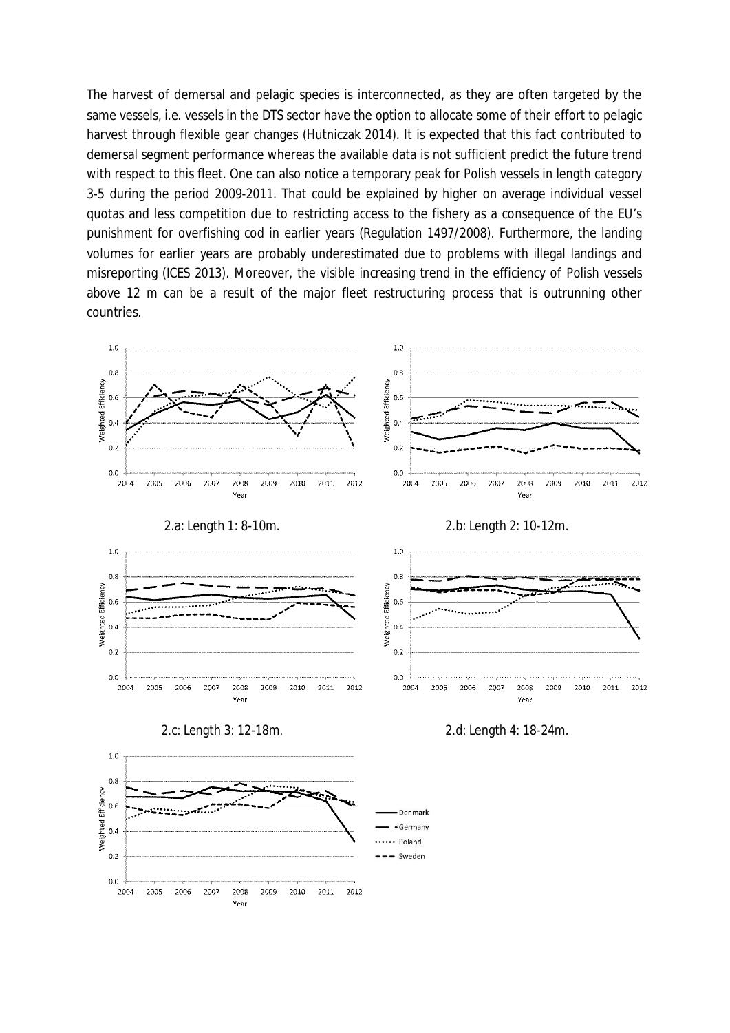The harvest of demersal and pelagic species is interconnected, as they are often targeted by the same vessels, i.e. vessels in the DTS sector have the option to allocate some of their effort to pelagic harvest through flexible gear changes (Hutniczak 2014). It is expected that this fact contributed to demersal segment performance whereas the available data is not sufficient predict the future trend with respect to this fleet. One can also notice a temporary peak for Polish vessels in length category 3-5 during the period 2009-2011. That could be explained by higher on average individual vessel quotas and less competition due to restricting access to the fishery as a consequence of the EU's punishment for overfishing cod in earlier years (Regulation 1497/2008). Furthermore, the landing volumes for earlier years are probably underestimated due to problems with illegal landings and misreporting (ICES 2013). Moreover, the visible increasing trend in the efficiency of Polish vessels above 12 m can be a result of the major fleet restructuring process that is outrunning other countries.

2.a: Length 1: 8-10m.

2.b: Length 2: 10-12m.

2.c: Length 3: 12-18m.

2.d: Length 4: 18-24m.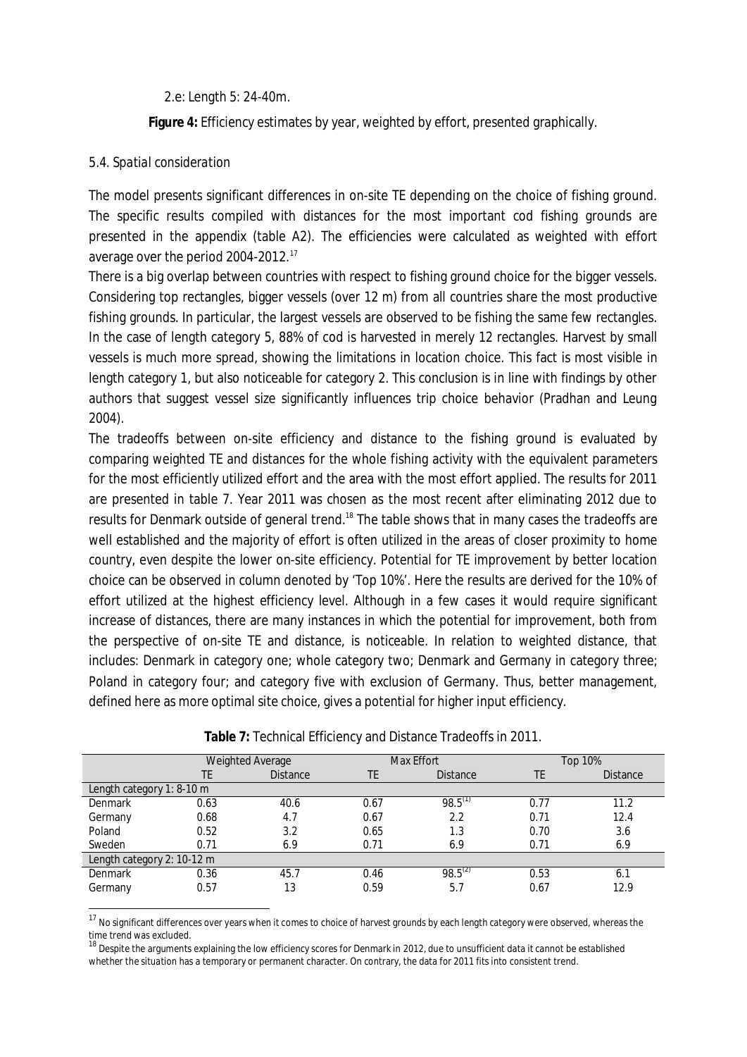2.e: Length 5: 24-40m.

**Figure 4:** Efficiency estimates by year, weighted by effort, presented graphically.

### *5.4. Spatial consideration*

The model presents significant differences in on-site TE depending on the choice of fishing ground. The specific results compiled with distances for the most important cod fishing grounds are presented in the appendix (table A2). The efficiencies were calculated as weighted with effort average over the period 2004-2012.[17]

There is a big overlap between countries with respect to fishing ground choice for the bigger vessels. Considering top rectangles, bigger vessels (over 12 m) from all countries share the most productive fishing grounds. In particular, the largest vessels are observed to be fishing the same few rectangles. In the case of length category 5, 88% of cod is harvested in merely 12 rectangles. Harvest by small vessels is much more spread, showing the limitations in location choice. This fact is most visible in length category 1, but also noticeable for category 2. This conclusion is in line with findings by other authors that suggest vessel size significantly influences trip choice behavior (Pradhan and Leung 2004).

The tradeoffs between on-site efficiency and distance to the fishing ground is evaluated by comparing weighted TE and distances for the whole fishing activity with the equivalent parameters for the most efficiently utilized effort and the area with the most effort applied. The results for 2011 are presented in table 7. Year 2011 was chosen as the most recent after eliminating 2012 due to results for Denmark outside of general trend.[18] The table shows that in many cases the tradeoffs are well established and the majority of effort is often utilized in the areas of closer proximity to home country, even despite the lower on-site efficiency. Potential for TE improvement by better location choice can be observed in column denoted by 'Top 10%'. Here the results are derived for the 10% of effort utilized at the highest efficiency level. Although in a few cases it would require significant increase of distances, there are many instances in which the potential for improvement, both from the perspective of on-site TE and distance, is noticeable. In relation to weighted distance, that includes: Denmark in category one; whole category two; Denmark and Germany in category three; Poland in category four; and category five with exclusion of Germany. Thus, better management, defined here as more optimal site choice, gives a potential for higher input efficiency.

**Table 7:** Technical Efficiency and Distance Tradeoffs in 2011.

| | Weighted Average | | Max Effort | | Top 10% | |
|---|---|---|---|---|---|---|
| | TE | Distance | TE | Distance | TE | Distance |
| Length category 1: 8-10 m | | | | | | |
| Denmark | 0.63 | 40.6 | 0.67 | 98.5[(1)] | 0.77 | 11.2 |
| Germany | 0.68 | 4.7 | 0.67 | 2.2 | 0.71 | 12.4 |
| Poland | 0.52 | 3.2 | 0.65 | 1.3 | 0.70 | 3.6 |
| Sweden | 0.71 | 6.9 | 0.71 | 6.9 | 0.71 | 6.9 |
| Length category 2: 10-12 m | | | | | | |
| Denmark | 0.36 | 45.7 | 0.46 | 98.5[(2)] | 0.53 | 6.1 |
| Germany | 0.57 | 13 | 0.59 | 5.7 | 0.67 | 12.9 |

[17] No significant differences over years when it comes to choice of harvest grounds by each length category were observed, whereas the time trend was excluded.

[18] Despite the arguments explaining the low efficiency scores for Denmark in 2012, due to insufficient data it cannot be established whether the situation has a temporary or permanent character. On contrary, the data for 2011 fits into consistent trend.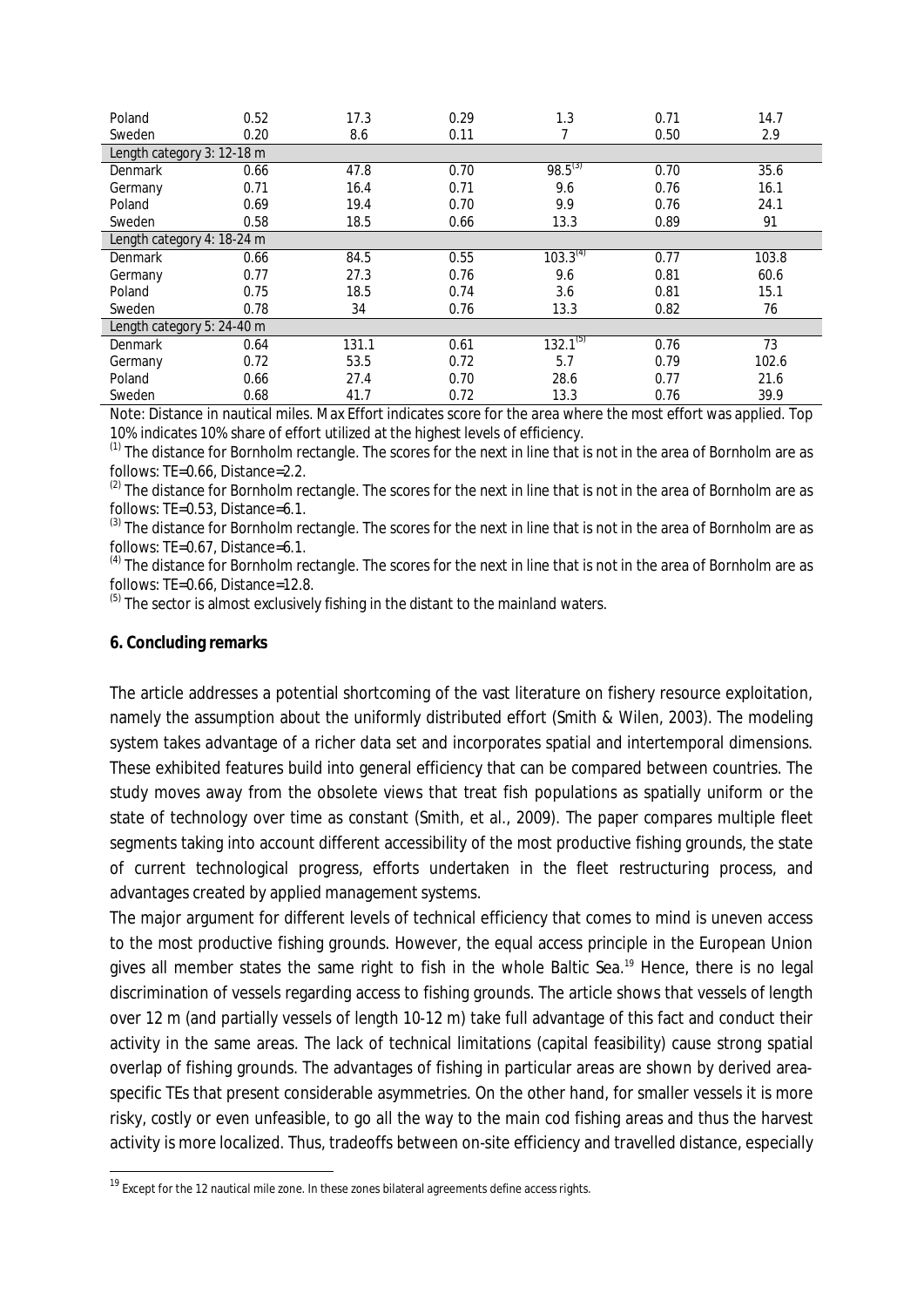| | | | | | | |
|---|---|---|---|---|---|---|
| Poland | 0.52 | 17.3 | 0.29 | 1.3 | 0.71 | 14.7 |
| Sweden | 0.20 | 8.6 | 0.11 | 7 | 0.50 | 2.9 |
| Length category 3: 12-18 m | | | | | | |
| Denmark | 0.66 | 47.8 | 0.70 | 98.5[(3)] | 0.70 | 35.6 |
| Germany | 0.71 | 16.4 | 0.71 | 9.6 | 0.76 | 16.1 |
| Poland | 0.69 | 19.4 | 0.70 | 9.9 | 0.76 | 24.1 |
| Sweden | 0.58 | 18.5 | 0.66 | 13.3 | 0.89 | 91 |
| Length category 4: 18-24 m | | | | | | |
| Denmark | 0.66 | 84.5 | 0.55 | 103.3[(4)] | 0.77 | 103.8 |
| Germany | 0.77 | 27.3 | 0.76 | 9.6 | 0.81 | 60.6 |
| Poland | 0.75 | 18.5 | 0.74 | 3.6 | 0.81 | 15.1 |
| Sweden | 0.78 | 34 | 0.76 | 13.3 | 0.82 | 76 |
| Length category 5: 24-40 m | | | | | | |
| Denmark | 0.64 | 131.1 | 0.61 | 132.1[(5)] | 0.76 | 73 |
| Germany | 0.72 | 53.5 | 0.72 | 5.7 | 0.79 | 102.6 |
| Poland | 0.66 | 27.4 | 0.70 | 28.6 | 0.77 | 21.6 |
| Sweden | 0.68 | 41.7 | 0.72 | 13.3 | 0.76 | 39.9 |

Note: Distance in nautical miles. Max Effort indicates score for the area where the most effort was applied. Top 10% indicates 10% share of effort utilized at the highest levels of efficiency.

[(1)] The distance for Bornholm rectangle. The scores for the next in line that is not in the area of Bornholm are as follows: TE=0.66, Distance=2.2.

[(2)] The distance for Bornholm rectangle. The scores for the next in line that is not in the area of Bornholm are as follows: TE=0.53, Distance=6.1.

[(3)] The distance for Bornholm rectangle. The scores for the next in line that is not in the area of Bornholm are as follows: TE=0.67, Distance=6.1.

[(4)] The distance for Bornholm rectangle. The scores for the next in line that is not in the area of Bornholm are as follows: TE=0.66, Distance=12.8.

[(5)] The sector is almost exclusively fishing in the distant to the mainland waters.

## 6. Concluding remarks

The article addresses a potential shortcoming of the vast literature on fishery resource exploitation, namely the assumption about the uniformly distributed effort (Smith & Wilen, 2003). The modeling system takes advantage of a richer data set and incorporates spatial and intertemporal dimensions. These exhibited features build into general efficiency that can be compared between countries. The study moves away from the obsolete views that treat fish populations as spatially uniform or the state of technology over time as constant (Smith, et al., 2009). The paper compares multiple fleet segments taking into account different accessibility of the most productive fishing grounds, the state of current technological progress, efforts undertaken in the fleet restructuring process, and advantages created by applied management systems.

The major argument for different levels of technical efficiency that comes to mind is uneven access to the most productive fishing grounds. However, the equal access principle in the European Union gives all member states the same right to fish in the whole Baltic Sea.[19] Hence, there is no legal discrimination of vessels regarding access to fishing grounds. The article shows that vessels of length over 12 m (and partially vessels of length 10-12 m) take full advantage of this fact and conduct their activity in the same areas. The lack of technical limitations (capital feasibility) cause strong spatial overlap of fishing grounds. The advantages of fishing in particular areas are shown by derived area-specific TEs that present considerable asymmetries. On the other hand, for smaller vessels it is more risky, costly or even unfeasible, to go all the way to the main cod fishing areas and thus the harvest activity is more localized. Thus, tradeoffs between on-site efficiency and travelled distance, especially

[19] Except for the 12 nautical mile zone. In these zones bilateral agreements define access rights.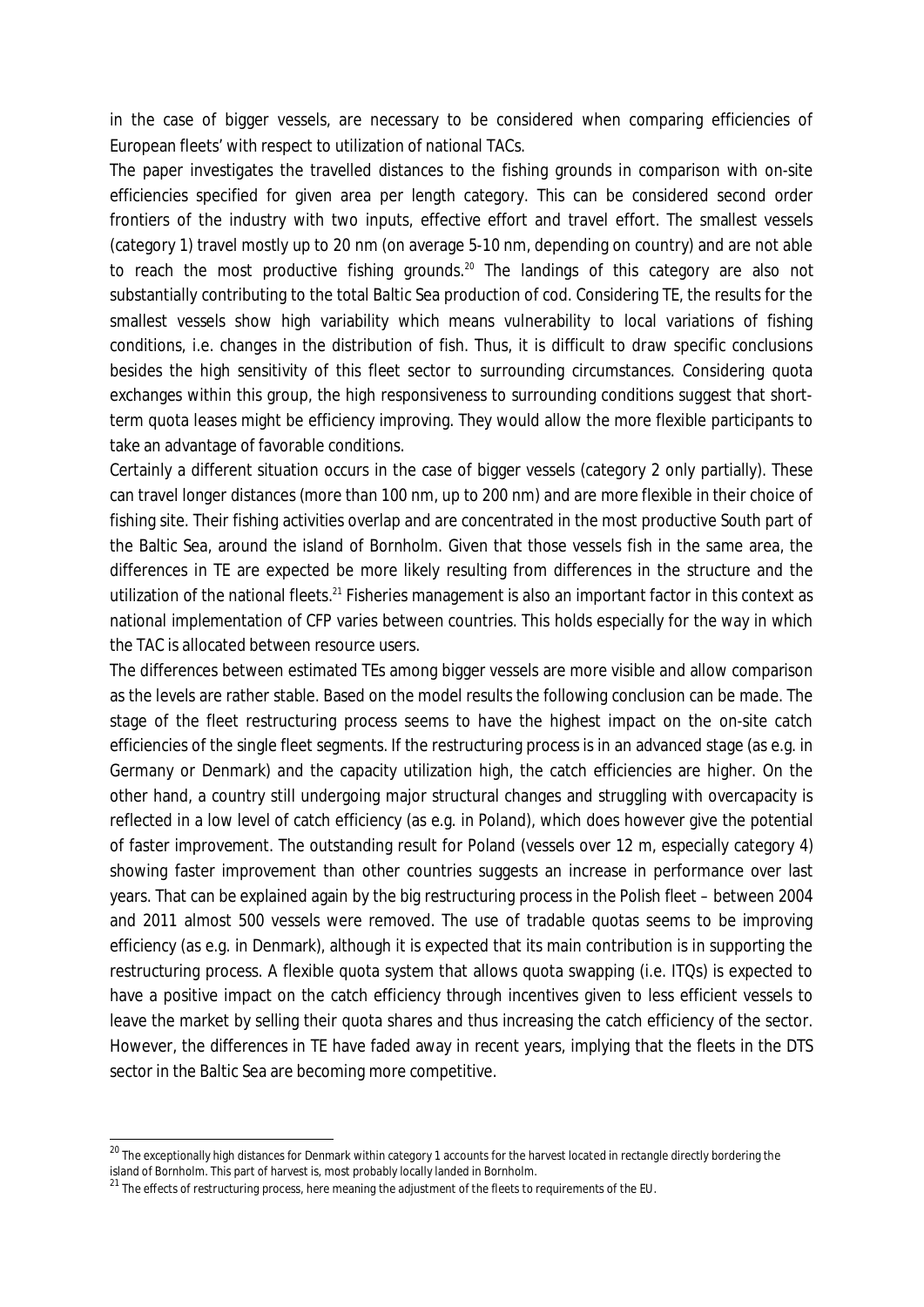in the case of bigger vessels, are necessary to be considered when comparing efficiencies of European fleets' with respect to utilization of national TACs.

The paper investigates the travelled distances to the fishing grounds in comparison with on-site efficiencies specified for given area per length category. This can be considered second order frontiers of the industry with two inputs, effective effort and travel effort. The smallest vessels (category 1) travel mostly up to 20 nm (on average 5-10 nm, depending on country) and are not able to reach the most productive fishing grounds.[20] The landings of this category are also not substantially contributing to the total Baltic Sea production of cod. Considering TE, the results for the smallest vessels show high variability which means vulnerability to local variations of fishing conditions, i.e. changes in the distribution of fish. Thus, it is difficult to draw specific conclusions besides the high sensitivity of this fleet sector to surrounding circumstances. Considering quota exchanges within this group, the high responsiveness to surrounding conditions suggest that short-term quota leases might be efficiency improving. They would allow the more flexible participants to take an advantage of favorable conditions.

Certainly a different situation occurs in the case of bigger vessels (category 2 only partially). These can travel longer distances (more than 100 nm, up to 200 nm) and are more flexible in their choice of fishing site. Their fishing activities overlap and are concentrated in the most productive South part of the Baltic Sea, around the island of Bornholm. Given that those vessels fish in the same area, the differences in TE are expected be more likely resulting from differences in the structure and the utilization of the national fleets.[21] Fisheries management is also an important factor in this context as national implementation of CFP varies between countries. This holds especially for the way in which the TAC is allocated between resource users.

The differences between estimated TEs among bigger vessels are more visible and allow comparison as the levels are rather stable. Based on the model results the following conclusion can be made. The stage of the fleet restructuring process seems to have the highest impact on the on-site catch efficiencies of the single fleet segments. If the restructuring process is in an advanced stage (as e.g. in Germany or Denmark) and the capacity utilization high, the catch efficiencies are higher. On the other hand, a country still undergoing major structural changes and struggling with overcapacity is reflected in a low level of catch efficiency (as e.g. in Poland), which does however give the potential of faster improvement. The outstanding result for Poland (vessels over 12 m, especially category 4) showing faster improvement than other countries suggests an increase in performance over last years. That can be explained again by the big restructuring process in the Polish fleet – between 2004 and 2011 almost 500 vessels were removed. The use of tradable quotas seems to be improving efficiency (as e.g. in Denmark), although it is expected that its main contribution is in supporting the restructuring process. A flexible quota system that allows quota swapping (i.e. ITQs) is expected to have a positive impact on the catch efficiency through incentives given to less efficient vessels to leave the market by selling their quota shares and thus increasing the catch efficiency of the sector. However, the differences in TE have faded away in recent years, implying that the fleets in the DTS sector in the Baltic Sea are becoming more competitive.

---

[20] The exceptionally high distances for Denmark within category 1 accounts for the harvest located in rectangle directly bordering the island of Bornholm. This part of harvest is, most probably locally landed in Bornholm.

[21] The effects of restructuring process, here meaning the adjustment of the fleets to requirements of the EU.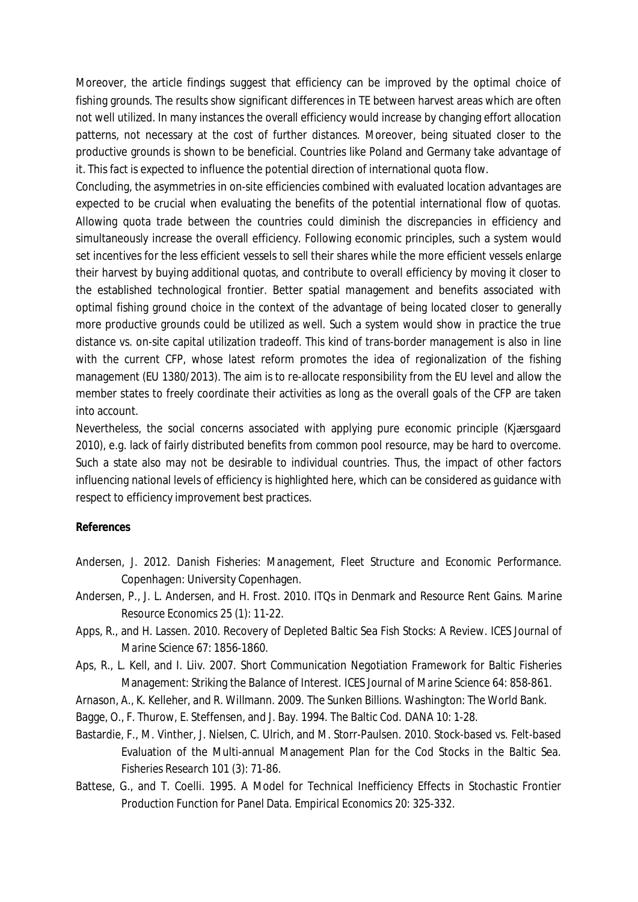Moreover, the article findings suggest that efficiency can be improved by the optimal choice of fishing grounds. The results show significant differences in TE between harvest areas which are often not well utilized. In many instances the overall efficiency would increase by changing effort allocation patterns, not necessary at the cost of further distances. Moreover, being situated closer to the productive grounds is shown to be beneficial. Countries like Poland and Germany take advantage of it. This fact is expected to influence the potential direction of international quota flow.

Concluding, the asymmetries in on-site efficiencies combined with evaluated location advantages are expected to be crucial when evaluating the benefits of the potential international flow of quotas. Allowing quota trade between the countries could diminish the discrepancies in efficiency and simultaneously increase the overall efficiency. Following economic principles, such a system would set incentives for the less efficient vessels to sell their shares while the more efficient vessels enlarge their harvest by buying additional quotas, and contribute to overall efficiency by moving it closer to the established technological frontier. Better spatial management and benefits associated with optimal fishing ground choice in the context of the advantage of being located closer to generally more productive grounds could be utilized as well. Such a system would show in practice the true distance vs. on-site capital utilization tradeoff. This kind of trans-border management is also in line with the current CFP, whose latest reform promotes the idea of regionalization of the fishing management (EU 1380/2013). The aim is to re-allocate responsibility from the EU level and allow the member states to freely coordinate their activities as long as the overall goals of the CFP are taken into account.

Nevertheless, the social concerns associated with applying pure economic principle (Kjærsgaard 2010), e.g. lack of fairly distributed benefits from common pool resource, may be hard to overcome. Such a state also may not be desirable to individual countries. Thus, the impact of other factors influencing national levels of efficiency is highlighted here, which can be considered as guidance with respect to efficiency improvement best practices.

**References**

Andersen, J. 2012. *Danish Fisheries: Management, Fleet Structure and Economic Performance*. Copenhagen: University Copenhagen.

Andersen, P., J. L. Andersen, and H. Frost. 2010. ITQs in Denmark and Resource Rent Gains. *Marine Resource Economics* 25 (1): 11-22.

Apps, R., and H. Lassen. 2010. Recovery of Depleted Baltic Sea Fish Stocks: A Review. *ICES Journal of Marine Science* 67: 1856-1860.

Aps, R., L. Kell, and I. Liiv. 2007. Short Communication Negotiation Framework for Baltic Fisheries Management: Striking the Balance of Interest. *ICES Journal of Marine Science* 64: 858-861.

Arnason, A., K. Kelleher, and R. Willmann. 2009. *The Sunken Billions*. Washington: The World Bank.

Bagge, O., F. Thurow, E. Steffensen, and J. Bay. 1994. The Baltic Cod. *DANA* 10: 1-28.

Bastardie, F., M. Vinther, J. Nielsen, C. Ulrich, and M. Storr-Paulsen. 2010. Stock-based vs. Felt-based Evaluation of the Multi-annual Management Plan for the Cod Stocks in the Baltic Sea. *Fisheries Research* 101 (3): 71-86.

Battese, G., and T. Coelli. 1995. A Model for Technical Inefficiency Effects in Stochastic Frontier Production Function for Panel Data. *Empirical Economics* 20: 325-332.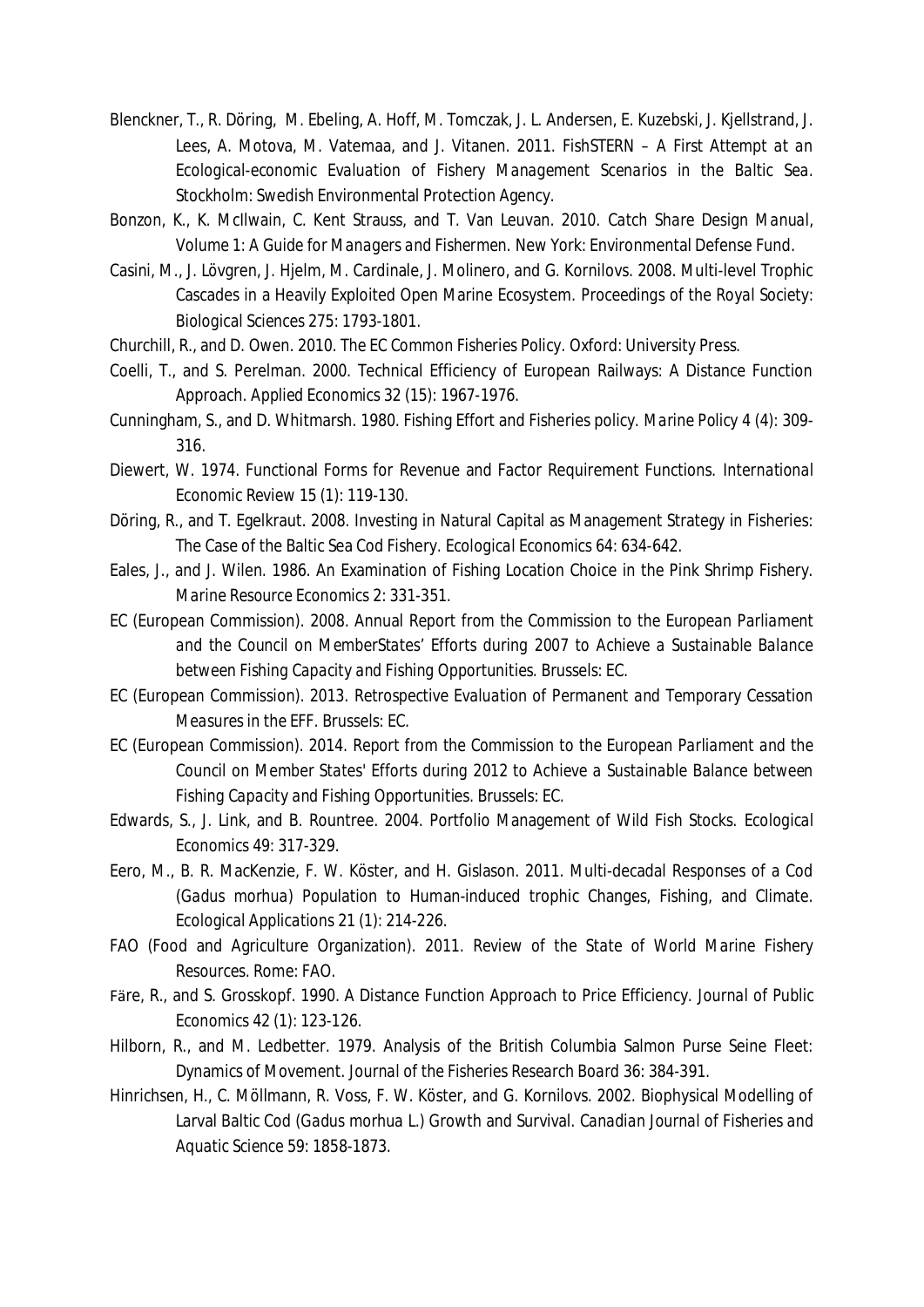Blenckner, T., R. Döring, M. Ebeling, A. Hoff, M. Tomczak, J. L. Andersen, E. Kuzebski, J. Kjellstrand, J. Lees, A. Motova, M. Vatemaa, and J. Vitanen. 2011. *FishSTERN – A First Attempt at an Ecological-economic Evaluation of Fishery Management Scenarios in the Baltic Sea*. Stockholm: Swedish Environmental Protection Agency.

Bonzon, K., K. McIlwain, C. Kent Strauss, and T. Van Leuvan. 2010. *Catch Share Design Manual, Volume 1: A Guide for Managers and Fishermen*. New York: Environmental Defense Fund.

Casini, M., J. Lövgren, J. Hjelm, M. Cardinale, J. Molinero, and G. Kornilovs. 2008. Multi-level Trophic Cascades in a Heavily Exploited Open Marine Ecosystem. *Proceedings of the Royal Society: Biological Sciences* 275: 1793-1801.

Churchill, R., and D. Owen. 2010. *The EC Common Fisheries Policy*. Oxford: University Press.

Coelli, T., and S. Perelman. 2000. Technical Efficiency of European Railways: A Distance Function Approach. *Applied Economics* 32 (15): 1967-1976.

Cunningham, S., and D. Whitmarsh. 1980. Fishing Effort and Fisheries policy. *Marine Policy* 4 (4): 309-316.

Diewert, W. 1974. Functional Forms for Revenue and Factor Requirement Functions. *International Economic Review* 15 (1): 119-130.

Döring, R., and T. Egelkraut. 2008. Investing in Natural Capital as Management Strategy in Fisheries: The Case of the Baltic Sea Cod Fishery. *Ecological Economics* 64: 634-642.

Eales, J., and J. Wilen. 1986. An Examination of Fishing Location Choice in the Pink Shrimp Fishery. *Marine Resource Economics* 2: 331-351.

EC (European Commission). 2008. *Annual Report from the Commission to the European Parliament and the Council on MemberStates' Efforts during 2007 to Achieve a Sustainable Balance between Fishing Capacity and Fishing Opportunities*. Brussels: EC.

EC (European Commission). 2013. *Retrospective Evaluation of Permanent and Temporary Cessation Measures in the EFF*. Brussels: EC.

EC (European Commission). 2014. *Report from the Commission to the European Parliament and the Council on Member States' Efforts during 2012 to Achieve a Sustainable Balance between Fishing Capacity and Fishing Opportunities*. Brussels: EC.

Edwards, S., J. Link, and B. Rountree. 2004. Portfolio Management of Wild Fish Stocks. *Ecological Economics* 49: 317-329.

Eero, M., B. R. MacKenzie, F. W. Köster, and H. Gislason. 2011. Multi-decadal Responses of a Cod (*Gadus morhua*) Population to Human-induced trophic Changes, Fishing, and Climate. *Ecological Applications* 21 (1): 214-226.

FAO (Food and Agriculture Organization). 2011. *Review of the State of World Marine Fishery Resources*. Rome: FAO.

Färe, R., and S. Grosskopf. 1990. A Distance Function Approach to Price Efficiency. *Journal of Public Economics* 42 (1): 123-126.

Hilborn, R., and M. Ledbetter. 1979. Analysis of the British Columbia Salmon Purse Seine Fleet: Dynamics of Movement. *Journal of the Fisheries Research Board* 36: 384-391.

Hinrichsen, H., C. Möllmann, R. Voss, F. W. Köster, and G. Kornilovs. 2002. Biophysical Modelling of Larval Baltic Cod (*Gadus morhua* L.) Growth and Survival. *Canadian Journal of Fisheries and Aquatic Science* 59: 1858-1873.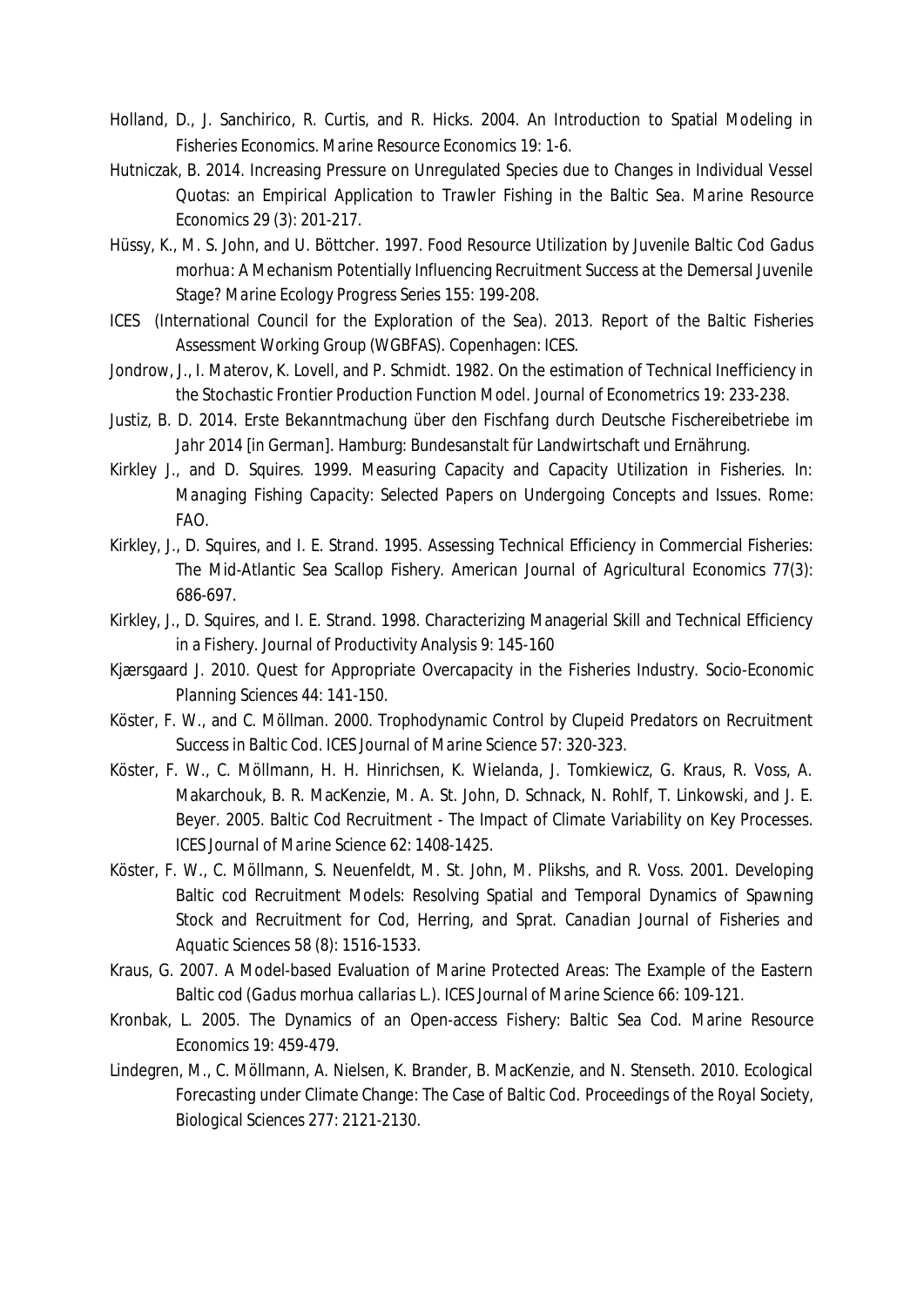Holland, D., J. Sanchirico, R. Curtis, and R. Hicks. 2004. An Introduction to Spatial Modeling in Fisheries Economics. *Marine Resource Economics* 19: 1-6.

Hutniczak, B. 2014. Increasing Pressure on Unregulated Species due to Changes in Individual Vessel Quotas: an Empirical Application to Trawler Fishing in the Baltic Sea. *Marine Resource Economics* 29 (3): 201-217.

Hüssy, K., M. S. John, and U. Böttcher. 1997. Food Resource Utilization by Juvenile Baltic Cod *Gadus morhua*: A Mechanism Potentially Influencing Recruitment Success at the Demersal Juvenile Stage? *Marine Ecology Progress Series* 155: 199-208.

ICES (International Council for the Exploration of the Sea). 2013. Report of the Baltic Fisheries Assessment Working Group (WGBFAS). Copenhagen: ICES.

Jondrow, J., I. Materov, K. Lovell, and P. Schmidt. 1982. On the estimation of Technical Inefficiency in the Stochastic Frontier Production Function Model. *Journal of Econometrics* 19: 233-238.

Justiz, B. D. 2014. *Erste Bekanntmachung über den Fischfang durch Deutsche Fischereibetriebe im Jahr 2014 [in German]*. Hamburg: Bundesanstalt für Landwirtschaft und Ernährung.

Kirkley J., and D. Squires. 1999. Measuring Capacity and Capacity Utilization in Fisheries. In: *Managing Fishing Capacity: Selected Papers on Undergoing Concepts and Issues*. Rome: FAO.

Kirkley, J., D. Squires, and I. E. Strand. 1995. Assessing Technical Efficiency in Commercial Fisheries: The Mid-Atlantic Sea Scallop Fishery. *American Journal of Agricultural Economics* 77(3): 686-697.

Kirkley, J., D. Squires, and I. E. Strand. 1998. Characterizing Managerial Skill and Technical Efficiency in a Fishery. *Journal of Productivity Analysis* 9: 145-160

Kjærsgaard J. 2010. Quest for Appropriate Overcapacity in the Fisheries Industry. *Socio-Economic Planning Sciences* 44: 141-150.

Köster, F. W., and C. Möllman. 2000. Trophodynamic Control by Clupeid Predators on Recruitment Success in Baltic Cod. *ICES Journal of Marine Science* 57: 320-323.

Köster, F. W., C. Möllmann, H. H. Hinrichsen, K. Wielanda, J. Tomkiewicz, G. Kraus, R. Voss, A. Makarchouk, B. R. MacKenzie, M. A. St. John, D. Schnack, N. Rohlf, T. Linkowski, and J. E. Beyer. 2005. Baltic Cod Recruitment - The Impact of Climate Variability on Key Processes. *ICES Journal of Marine Science* 62: 1408-1425.

Köster, F. W., C. Möllmann, S. Neuenfeldt, M. St. John, M. Plikshs, and R. Voss. 2001. Developing Baltic cod Recruitment Models: Resolving Spatial and Temporal Dynamics of Spawning Stock and Recruitment for Cod, Herring, and Sprat. *Canadian Journal of Fisheries and Aquatic Sciences* 58 (8): 1516-1533.

Kraus, G. 2007. A Model-based Evaluation of Marine Protected Areas: The Example of the Eastern Baltic cod (*Gadus morhua callarias* L.). *ICES Journal of Marine Science* 66: 109-121.

Kronbak, L. 2005. The Dynamics of an Open-access Fishery: Baltic Sea Cod. *Marine Resource Economics* 19: 459-479.

Lindegren, M., C. Möllmann, A. Nielsen, K. Brander, B. MacKenzie, and N. Stenseth. 2010. Ecological Forecasting under Climate Change: The Case of Baltic Cod. *Proceedings of the Royal Society, Biological Sciences* 277: 2121-2130.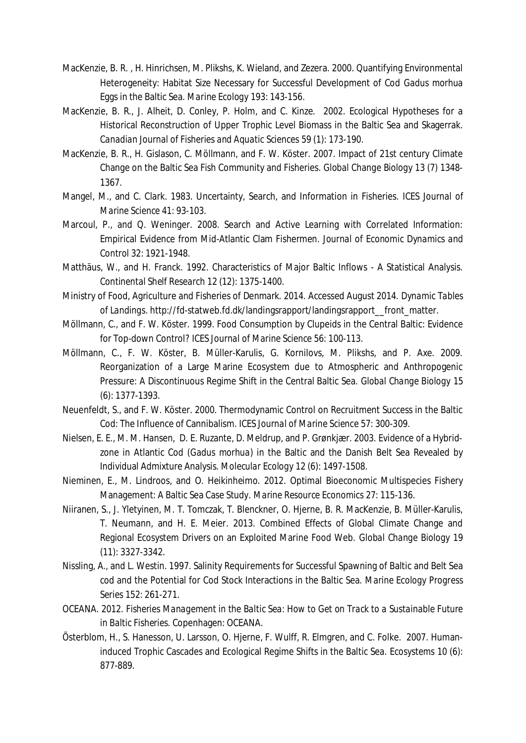MacKenzie, B. R. , H. Hinrichsen, M. Plikshs, K. Wieland, and Zezera. 2000. Quantifying Environmental Heterogeneity: Habitat Size Necessary for Successful Development of Cod *Gadus morhua* Eggs in the Baltic Sea. *Marine Ecology* 193: 143-156.

MacKenzie, B. R., J. Alheit, D. Conley, P. Holm, and C. Kinze. 2002. Ecological Hypotheses for a Historical Reconstruction of Upper Trophic Level Biomass in the Baltic Sea and Skagerrak. *Canadian Journal of Fisheries and Aquatic Sciences* 59 (1): 173-190.

MacKenzie, B. R., H. Gislason, C. Möllmann, and F. W. Köster. 2007. Impact of 21st century Climate Change on the Baltic Sea Fish Community and Fisheries. *Global Change Biology* 13 (7) 1348-1367.

Mangel, M., and C. Clark. 1983. Uncertainty, Search, and Information in Fisheries. *ICES Journal of Marine Science* 41: 93-103.

Marcoul, P., and Q. Weninger. 2008. Search and Active Learning with Correlated Information: Empirical Evidence from Mid-Atlantic Clam Fishermen. *Journal of Economic Dynamics and Control* 32: 1921-1948.

Matthäus, W., and H. Franck. 1992. Characteristics of Major Baltic Inflows - A Statistical Analysis. *Continental Shelf Research* 12 (12): 1375-1400.

Ministry of Food, Agriculture and Fisheries of Denmark. 2014. Accessed August 2014. *Dynamic Tables of Landings*. http://fd-statweb.fd.dk/landingsrapport/landingsrapport__front_matter.

Möllmann, C., and F. W. Köster. 1999. Food Consumption by Clupeids in the Central Baltic: Evidence for Top-down Control? *ICES Journal of Marine Science* 56: 100-113.

Möllmann, C., F. W. Köster, B. Müller-Karulis, G. Kornilovs, M. Plikshs, and P. Axe. 2009. Reorganization of a Large Marine Ecosystem due to Atmospheric and Anthropogenic Pressure: A Discontinuous Regime Shift in the Central Baltic Sea. *Global Change Biology* 15 (6): 1377-1393.

Neuenfeldt, S., and F. W. Köster. 2000. Thermodynamic Control on Recruitment Success in the Baltic Cod: The Influence of Cannibalism. *ICES Journal of Marine Science* 57: 300-309.

Nielsen, E. E., M. M. Hansen, D. E. Ruzante, D. Meldrup, and P. Grønkjær. 2003. Evidence of a Hybrid-zone in Atlantic Cod (*Gadus morhua*) in the Baltic and the Danish Belt Sea Revealed by Individual Admixture Analysis. *Molecular Ecology* 12 (6): 1497-1508.

Nieminen, E., M. Lindroos, and O. Heikinheimo. 2012. Optimal Bioeconomic Multispecies Fishery Management: A Baltic Sea Case Study. *Marine Resource Economics* 27: 115-136.

Niiranen, S., J. Yletyinen, M. T. Tomczak, T. Blenckner, O. Hjerne, B. R. MacKenzie, B. Müller-Karulis, T. Neumann, and H. E. Meier. 2013. Combined Effects of Global Climate Change and Regional Ecosystem Drivers on an Exploited Marine Food Web. *Global Change Biology* 19 (11): 3327-3342.

Nissling, A., and L. Westin. 1997. Salinity Requirements for Successful Spawning of Baltic and Belt Sea cod and the Potential for Cod Stock Interactions in the Baltic Sea. *Marine Ecology Progress Series* 152: 261-271.

OCEANA. 2012. *Fisheries Management in the Baltic Sea: How to Get on Track to a Sustainable Future in Baltic Fisheries*. Copenhagen: OCEANA.

Österblom, H., S. Hanesson, U. Larsson, O. Hjerne, F. Wulff, R. Elmgren, and C. Folke. 2007. Human-induced Trophic Cascades and Ecological Regime Shifts in the Baltic Sea. *Ecosystems* 10 (6): 877-889.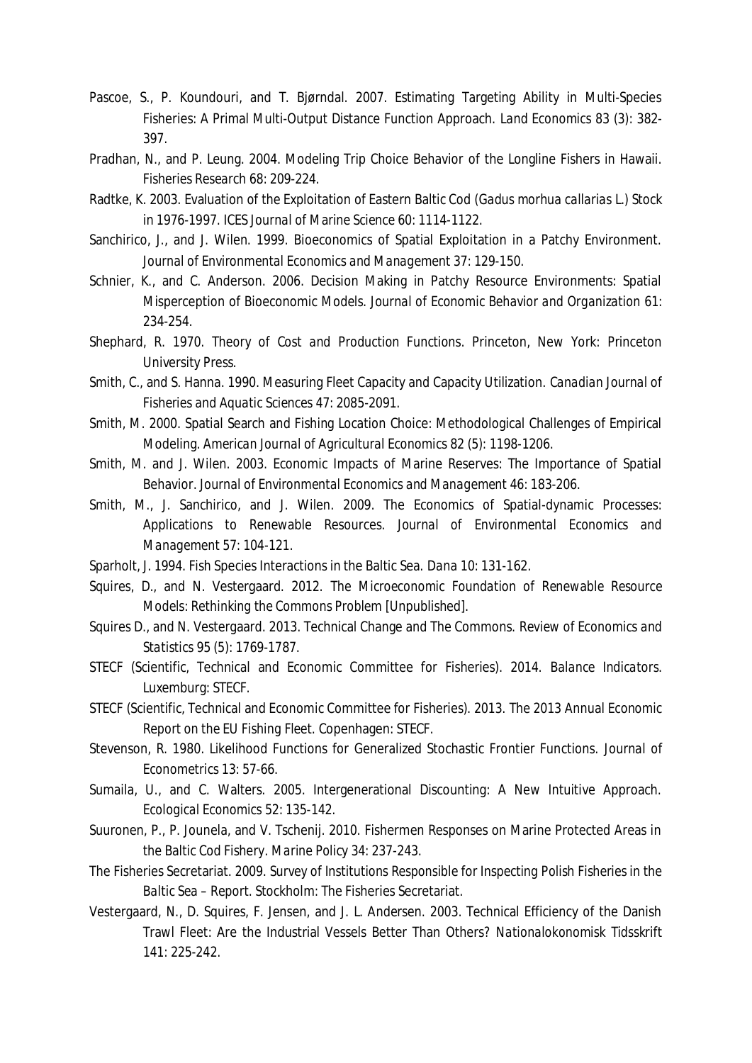Pascoe, S., P. Koundouri, and T. Bjørndal. 2007. Estimating Targeting Ability in Multi-Species Fisheries: A Primal Multi-Output Distance Function Approach. *Land Economics* 83 (3): 382-397.

Pradhan, N., and P. Leung. 2004. Modeling Trip Choice Behavior of the Longline Fishers in Hawaii. *Fisheries Research* 68: 209-224.

Radtke, K. 2003. Evaluation of the Exploitation of Eastern Baltic Cod (*Gadus morhua callarias* L.) Stock in 1976-1997. *ICES Journal of Marine Science* 60: 1114-1122.

Sanchirico, J., and J. Wilen. 1999. Bioeconomics of Spatial Exploitation in a Patchy Environment. *Journal of Environmental Economics and Management* 37: 129-150.

Schnier, K., and C. Anderson. 2006. Decision Making in Patchy Resource Environments: Spatial Misperception of Bioeconomic Models. *Journal of Economic Behavior and Organization* 61: 234-254.

Shephard, R. 1970. *Theory of Cost and Production Functions*. Princeton, New York: Princeton University Press.

Smith, C., and S. Hanna. 1990. Measuring Fleet Capacity and Capacity Utilization. *Canadian Journal of Fisheries and Aquatic Sciences* 47: 2085-2091.

Smith, M. 2000. Spatial Search and Fishing Location Choice: Methodological Challenges of Empirical Modeling. *American Journal of Agricultural Economics* 82 (5): 1198-1206.

Smith, M. and J. Wilen. 2003. Economic Impacts of Marine Reserves: The Importance of Spatial Behavior. *Journal of Environmental Economics and Management* 46: 183-206.

Smith, M., J. Sanchirico, and J. Wilen. 2009. The Economics of Spatial-dynamic Processes: Applications to Renewable Resources. *Journal of Environmental Economics and Management* 57: 104-121.

Sparholt, J. 1994. Fish Species Interactions in the Baltic Sea. *Dana* 10: 131-162.

Squires, D., and N. Vestergaard. 2012. *The Microeconomic Foundation of Renewable Resource Models: Rethinking the Commons Problem* [Unpublished].

Squires D., and N. Vestergaard. 2013. Technical Change and The Commons. *Review of Economics and Statistics* 95 (5): 1769-1787.

STECF (Scientific, Technical and Economic Committee for Fisheries). 2014. *Balance Indicators*. Luxemburg: STECF.

STECF (Scientific, Technical and Economic Committee for Fisheries). 2013. *The 2013 Annual Economic Report on the EU Fishing Fleet*. Copenhagen: STECF.

Stevenson, R. 1980. Likelihood Functions for Generalized Stochastic Frontier Functions. *Journal of Econometrics* 13: 57-66.

Sumaila, U., and C. Walters. 2005. Intergenerational Discounting: A New Intuitive Approach. *Ecological Economics* 52: 135-142.

Suuronen, P., P. Jounela, and V. Tschenij. 2010. Fishermen Responses on Marine Protected Areas in the Baltic Cod Fishery. *Marine Policy* 34: 237-243.

The Fisheries Secretariat. 2009. *Survey of Institutions Responsible for Inspecting Polish Fisheries in the Baltic Sea – Report*. Stockholm: The Fisheries Secretariat.

Vestergaard, N., D. Squires, F. Jensen, and J. L. Andersen. 2003. Technical Efficiency of the Danish Trawl Fleet: Are the Industrial Vessels Better Than Others? *Nationalokonomisk Tidsskrift* 141: 225-242.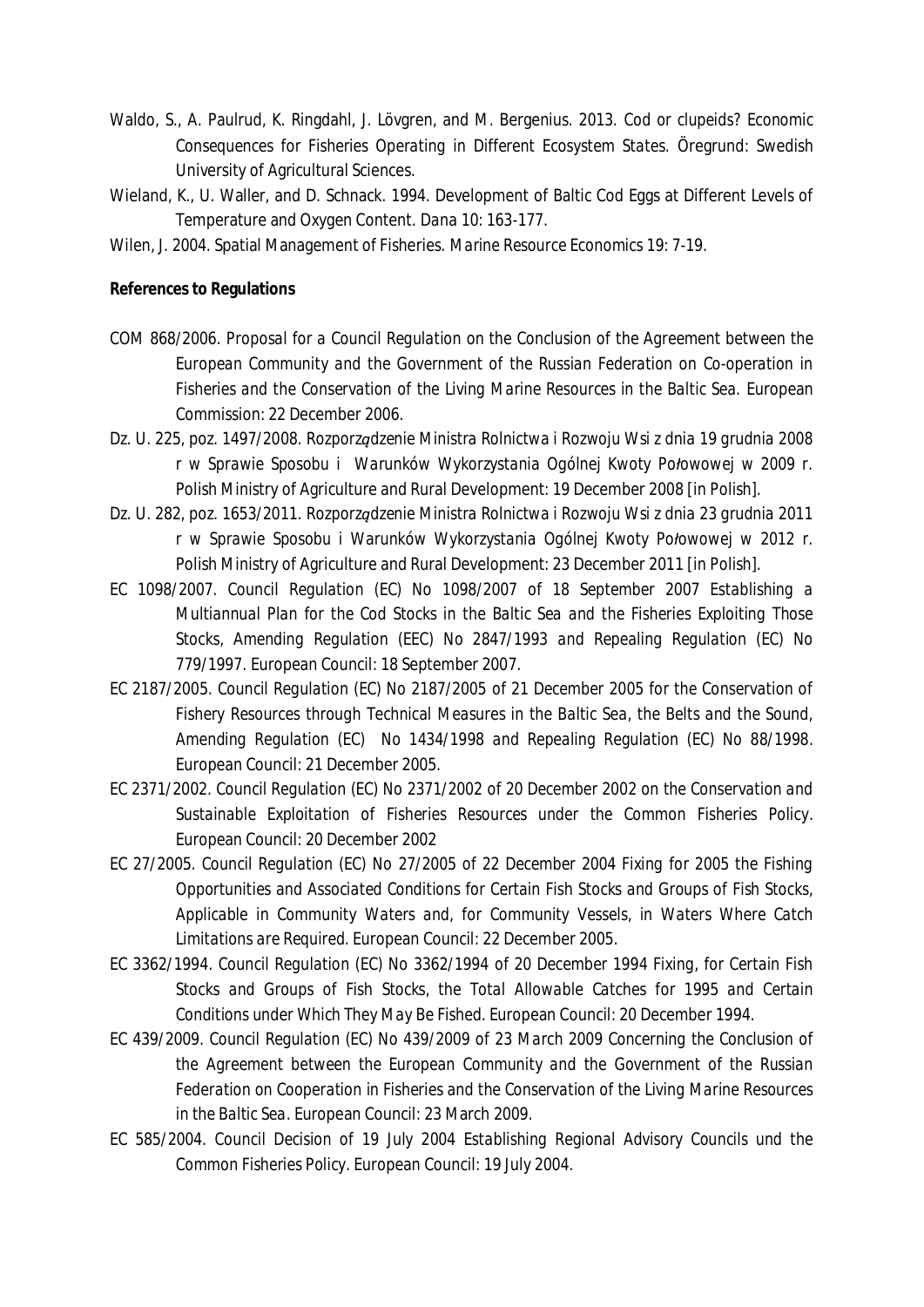Waldo, S., A. Paulrud, K. Ringdahl, J. Lövgren, and M. Bergenius. 2013. Cod or clupeids? Economic Consequences for Fisheries Operating in Different Ecosystem States. Öregrund: Swedish University of Agricultural Sciences.

Wieland, K., U. Waller, and D. Schnack. 1994. Development of Baltic Cod Eggs at Different Levels of Temperature and Oxygen Content. *Dana* 10: 163-177.

Wilen, J. 2004. Spatial Management of Fisheries. *Marine Resource Economics* 19: 7-19.

**References to Regulations**

COM 868/2006. *Proposal for a Council Regulation on the Conclusion of the Agreement between the European Community and the Government of the Russian Federation on Co-operation in Fisheries and the Conservation of the Living Marine Resources in the Baltic Sea*. European Commission: 22 December 2006.

Dz. U. 225, poz. 1497/2008. *Rozporządzenie Ministra Rolnictwa i Rozwoju Wsi z dnia 19 grudnia 2008 r w Sprawie Sposobu i Warunków Wykorzystania Ogólnej Kwoty Połowowej w 2009 r.* Polish Ministry of Agriculture and Rural Development: 19 December 2008 [in Polish].

Dz. U. 282, poz. 1653/2011. *Rozporządzenie Ministra Rolnictwa i Rozwoju Wsi z dnia 23 grudnia 2011 r w Sprawie Sposobu i Warunków Wykorzystania Ogólnej Kwoty Połowowej w 2012 r.* Polish Ministry of Agriculture and Rural Development: 23 December 2011 [in Polish].

EC 1098/2007. *Council Regulation (EC) No 1098/2007 of 18 September 2007 Establishing a Multiannual Plan for the Cod Stocks in the Baltic Sea and the Fisheries Exploiting Those Stocks, Amending Regulation (EEC) No 2847/1993 and Repealing Regulation (EC) No 779/1997*. European Council: 18 September 2007.

EC 2187/2005. *Council Regulation (EC) No 2187/2005 of 21 December 2005 for the Conservation of Fishery Resources through Technical Measures in the Baltic Sea, the Belts and the Sound, Amending Regulation (EC) No 1434/1998 and Repealing Regulation (EC) No 88/1998*. European Council: 21 December 2005.

EC 2371/2002. *Council Regulation (EC) No 2371/2002 of 20 December 2002 on the Conservation and Sustainable Exploitation of Fisheries Resources under the Common Fisheries Policy*. European Council: 20 December 2002

EC 27/2005. *Council Regulation (EC) No 27/2005 of 22 December 2004 Fixing for 2005 the Fishing Opportunities and Associated Conditions for Certain Fish Stocks and Groups of Fish Stocks, Applicable in Community Waters and, for Community Vessels, in Waters Where Catch Limitations are Required*. European Council: 22 December 2005.

EC 3362/1994. *Council Regulation (EC) No 3362/1994 of 20 December 1994 Fixing, for Certain Fish Stocks and Groups of Fish Stocks, the Total Allowable Catches for 1995 and Certain Conditions under Which They May Be Fished*. European Council: 20 December 1994.

EC 439/2009. *Council Regulation (EC) No 439/2009 of 23 March 2009 Concerning the Conclusion of the Agreement between the European Community and the Government of the Russian Federation on Cooperation in Fisheries and the Conservation of the Living Marine Resources in the Baltic Sea*. European Council: 23 March 2009.

EC 585/2004. *Council Decision of 19 July 2004 Establishing Regional Advisory Councils und the Common Fisheries Policy*. European Council: 19 July 2004.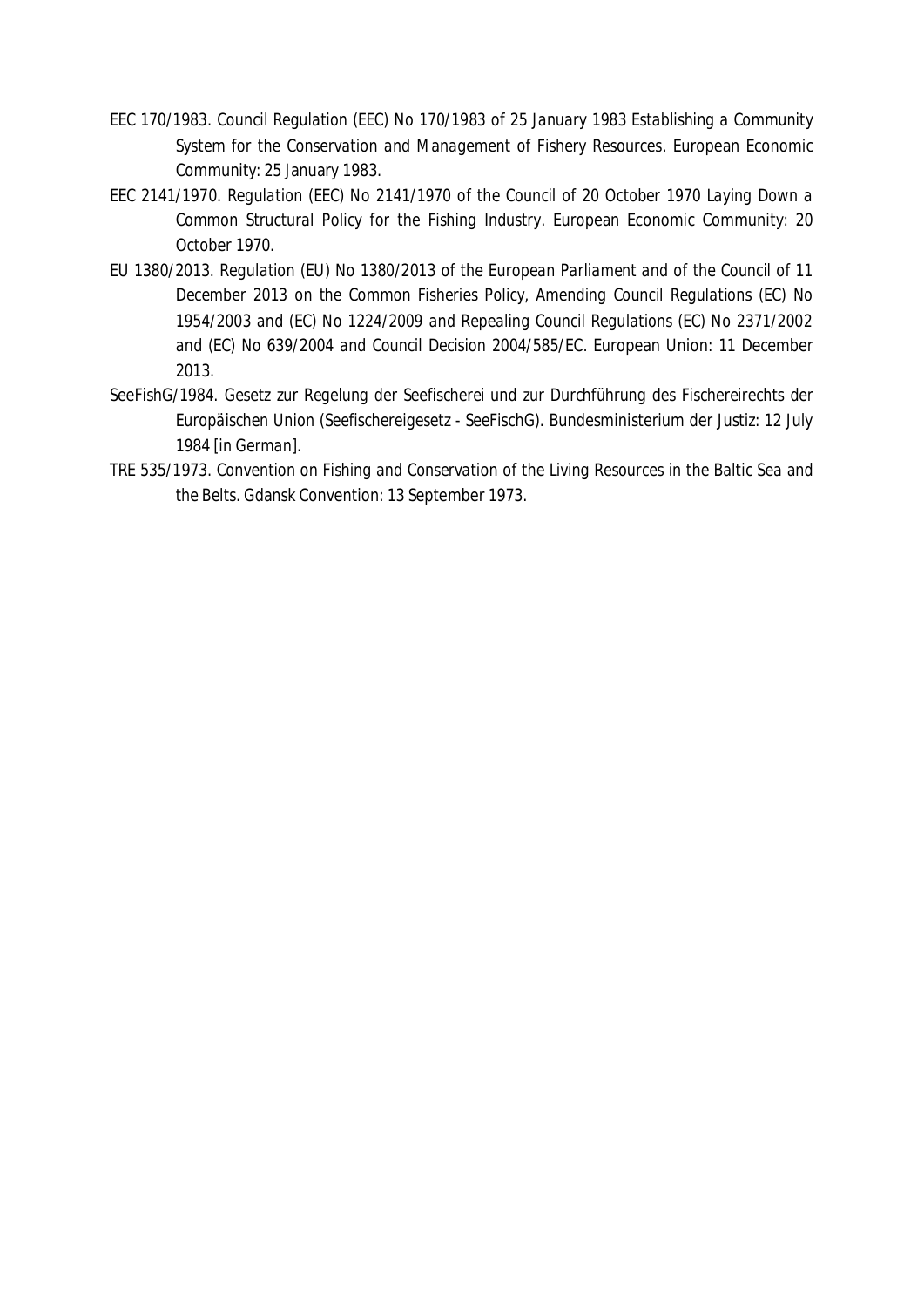EEC 170/1983. Council Regulation (EEC) No 170/1983 of 25 January 1983 Establishing a Community System for the Conservation and Management of Fishery Resources. European Economic Community: 25 January 1983.

EEC 2141/1970. Regulation (EEC) No 2141/1970 of the Council of 20 October 1970 Laying Down a Common Structural Policy for the Fishing Industry. European Economic Community: 20 October 1970.

EU 1380/2013. Regulation (EU) No 1380/2013 of the European Parliament and of the Council of 11 December 2013 on the Common Fisheries Policy, Amending Council Regulations (EC) No 1954/2003 and (EC) No 1224/2009 and Repealing Council Regulations (EC) No 2371/2002 and (EC) No 639/2004 and Council Decision 2004/585/EC. European Union: 11 December 2013.

SeeFishG/1984. Gesetz zur Regelung der Seefischerei und zur Durchführung des Fischereirechts der Europäischen Union (Seefischereigesetz - SeeFischG). Bundesministerium der Justiz: 12 July 1984 [in German].

TRE 535/1973. Convention on Fishing and Conservation of the Living Resources in the Baltic Sea and the Belts. Gdansk Convention: 13 September 1973.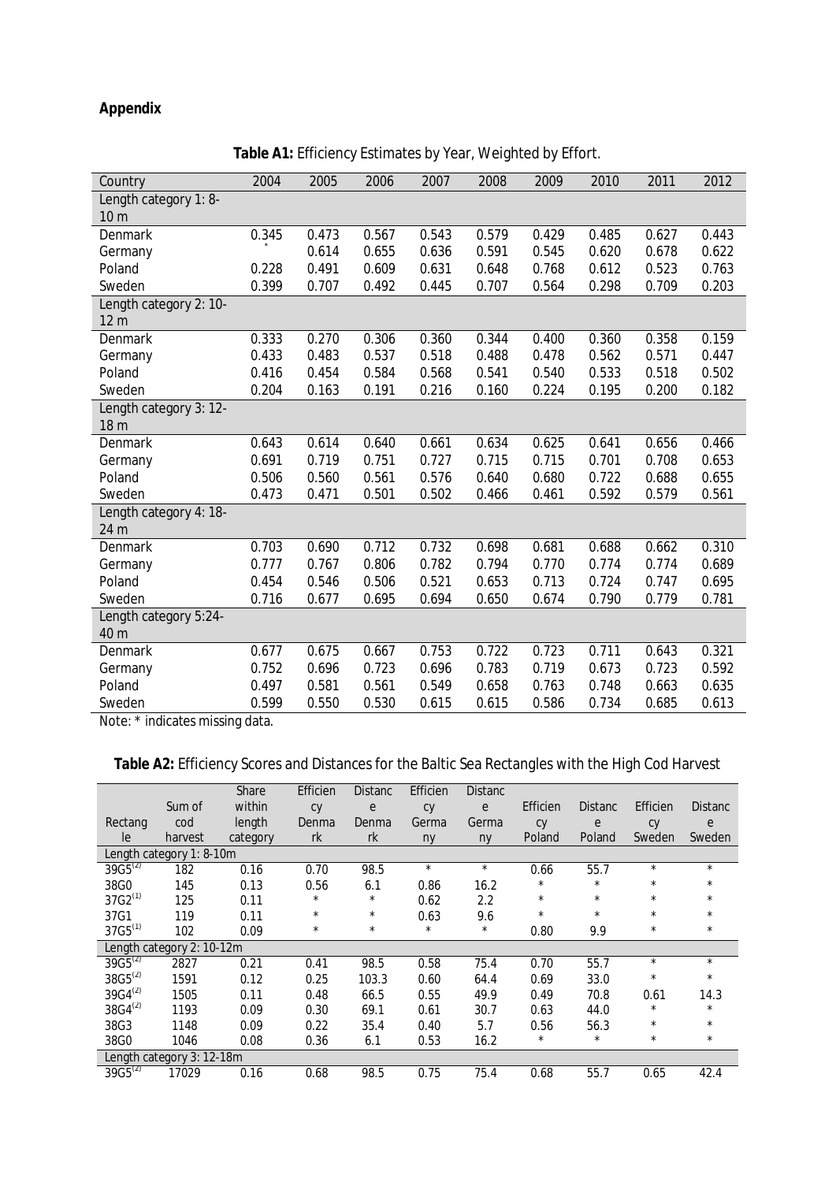**Appendix**

**Table A1:** Efficiency Estimates by Year, Weighted by Effort.

| Country | 2004 | 2005 | 2006 | 2007 | 2008 | 2009 | 2010 | 2011 | 2012 |
|---|---|---|---|---|---|---|---|---|---|
| Length category 1: 8-10 m | | | | | | | | | |
| Denmark | 0.345 | 0.473 | 0.567 | 0.543 | 0.579 | 0.429 | 0.485 | 0.627 | 0.443 |
| Germany | * | 0.614 | 0.655 | 0.636 | 0.591 | 0.545 | 0.620 | 0.678 | 0.622 |
| Poland | 0.228 | 0.491 | 0.609 | 0.631 | 0.648 | 0.768 | 0.612 | 0.523 | 0.763 |
| Sweden | 0.399 | 0.707 | 0.492 | 0.445 | 0.707 | 0.564 | 0.298 | 0.709 | 0.203 |
| Length category 2: 10-12 m | | | | | | | | | |
| Denmark | 0.333 | 0.270 | 0.306 | 0.360 | 0.344 | 0.400 | 0.360 | 0.358 | 0.159 |
| Germany | 0.433 | 0.483 | 0.537 | 0.518 | 0.488 | 0.478 | 0.562 | 0.571 | 0.447 |
| Poland | 0.416 | 0.454 | 0.584 | 0.568 | 0.541 | 0.540 | 0.533 | 0.518 | 0.502 |
| Sweden | 0.204 | 0.163 | 0.191 | 0.216 | 0.160 | 0.224 | 0.195 | 0.200 | 0.182 |
| Length category 3: 12-18 m | | | | | | | | | |
| Denmark | 0.643 | 0.614 | 0.640 | 0.661 | 0.634 | 0.625 | 0.641 | 0.656 | 0.466 |
| Germany | 0.691 | 0.719 | 0.751 | 0.727 | 0.715 | 0.715 | 0.701 | 0.708 | 0.653 |
| Poland | 0.506 | 0.560 | 0.561 | 0.576 | 0.640 | 0.680 | 0.722 | 0.688 | 0.655 |
| Sweden | 0.473 | 0.471 | 0.501 | 0.502 | 0.466 | 0.461 | 0.592 | 0.579 | 0.561 |
| Length category 4: 18-24 m | | | | | | | | | |
| Denmark | 0.703 | 0.690 | 0.712 | 0.732 | 0.698 | 0.681 | 0.688 | 0.662 | 0.310 |
| Germany | 0.777 | 0.767 | 0.806 | 0.782 | 0.794 | 0.770 | 0.774 | 0.774 | 0.689 |
| Poland | 0.454 | 0.546 | 0.506 | 0.521 | 0.653 | 0.713 | 0.724 | 0.747 | 0.695 |
| Sweden | 0.716 | 0.677 | 0.695 | 0.694 | 0.650 | 0.674 | 0.790 | 0.779 | 0.781 |
| Length category 5:24-40 m | | | | | | | | | |
| Denmark | 0.677 | 0.675 | 0.667 | 0.753 | 0.722 | 0.723 | 0.711 | 0.643 | 0.321 |
| Germany | 0.752 | 0.696 | 0.723 | 0.696 | 0.783 | 0.719 | 0.673 | 0.723 | 0.592 |
| Poland | 0.497 | 0.581 | 0.561 | 0.549 | 0.658 | 0.763 | 0.748 | 0.663 | 0.635 |
| Sweden | 0.599 | 0.550 | 0.530 | 0.615 | 0.615 | 0.586 | 0.734 | 0.685 | 0.613 |

Note: * indicates missing data.

**Table A2:** Efficiency Scores and Distances for the Baltic Sea Rectangles with the High Cod Harvest

| Rectangle | Sum of cod harvest | Share within length category | Efficiency Denmark | Distance Denmark | Efficiency Germany | Distance Germany | Efficiency Poland | Distance Poland | Efficiency Sweden | Distance Sweden |
|---|---|---|---|---|---|---|---|---|---|---|
| Length category 1: 8-10m | | | | | | | | | | |
| 39G5[(2)] | 182 | 0.16 | 0.70 | 98.5 | * | * | 0.66 | 55.7 | * | * |
| 38G0 | 145 | 0.13 | 0.56 | 6.1 | 0.86 | 16.2 | * | * | * | * |
| 37G2[(1)] | 125 | 0.11 | * | * | 0.62 | 2.2 | * | * | * | * |
| 37G1 | 119 | 0.11 | * | * | 0.63 | 9.6 | * | * | * | * |
| 37G5[(1)] | 102 | 0.09 | * | * | * | * | 0.80 | 9.9 | * | * |
| Length category 2: 10-12m | | | | | | | | | | |
| 39G5[(2)] | 2827 | 0.21 | 0.41 | 98.5 | 0.58 | 75.4 | 0.70 | 55.7 | * | * |
| 38G5[(2)] | 1591 | 0.12 | 0.25 | 103.3 | 0.60 | 64.4 | 0.69 | 33.0 | * | * |
| 39G4[(2)] | 1505 | 0.11 | 0.48 | 66.5 | 0.55 | 49.9 | 0.49 | 70.8 | 0.61 | 14.3 |
| 38G4[(2)] | 1193 | 0.09 | 0.30 | 69.1 | 0.61 | 30.7 | 0.63 | 44.0 | * | * |
| 38G3 | 1148 | 0.09 | 0.22 | 35.4 | 0.40 | 5.7 | 0.56 | 56.3 | * | * |
| 38G0 | 1046 | 0.08 | 0.36 | 6.1 | 0.53 | 16.2 | * | * | * | * |
| Length category 3: 12-18m | | | | | | | | | | |
| 39G5[(2)] | 17029 | 0.16 | 0.68 | 98.5 | 0.75 | 75.4 | 0.68 | 55.7 | 0.65 | 42.4 |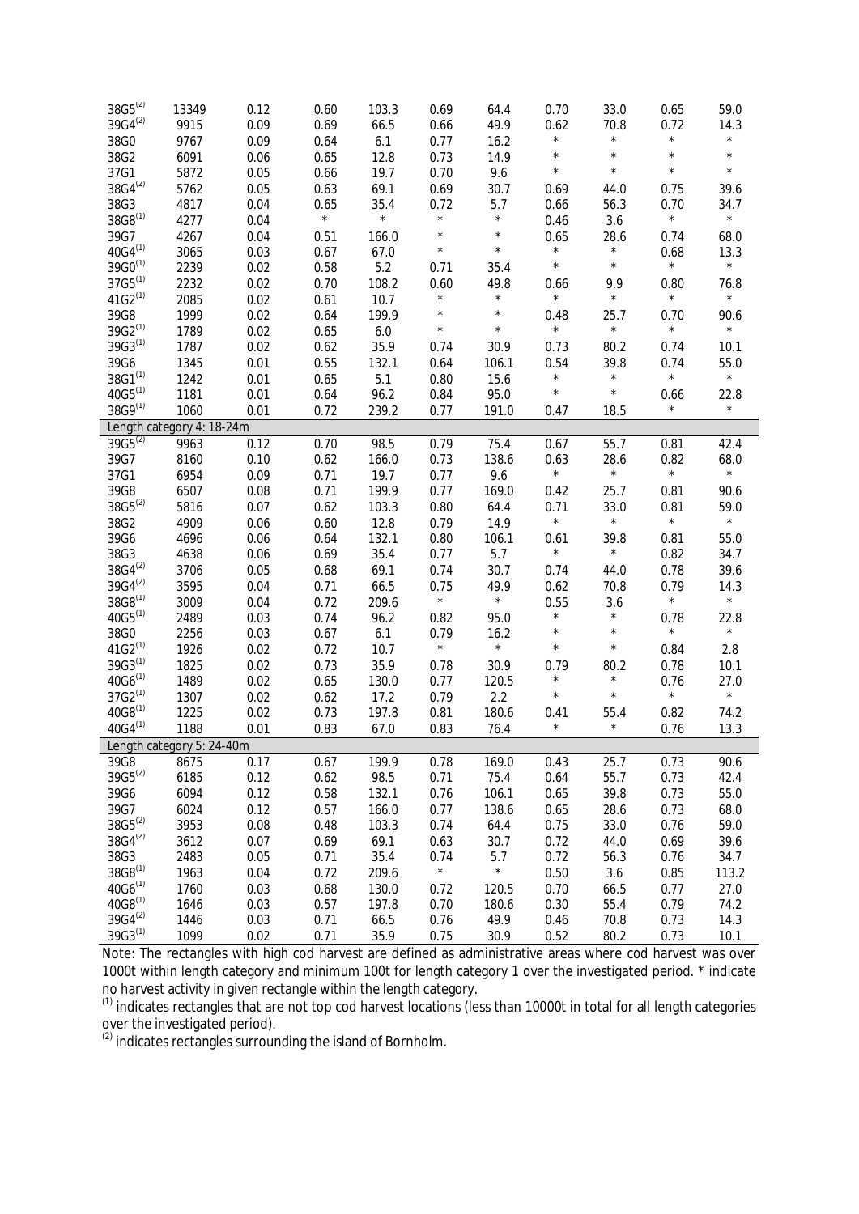| | | | | | | | | | | |
|---|---|---|---|---|---|---|---|---|---|---|
| 38G5[2] | 13349 | 0.12 | 0.60 | 103.3 | 0.69 | 64.4 | 0.70 | 33.0 | 0.65 | 59.0 |
| 39G4[2] | 9915 | 0.09 | 0.69 | 66.5 | 0.66 | 49.9 | 0.62 | 70.8 | 0.72 | 14.3 |
| 38G0 | 9767 | 0.09 | 0.64 | 6.1 | 0.77 | 16.2 | * | * | * | * |
| 38G2 | 6091 | 0.06 | 0.65 | 12.8 | 0.73 | 14.9 | * | * | * | * |
| 37G1 | 5872 | 0.05 | 0.66 | 19.7 | 0.70 | 9.6 | * | * | * | * |
| 38G4[2] | 5762 | 0.05 | 0.63 | 69.1 | 0.69 | 30.7 | 0.69 | 44.0 | 0.75 | 39.6 |
| 38G3 | 4817 | 0.04 | 0.65 | 35.4 | 0.72 | 5.7 | 0.66 | 56.3 | 0.70 | 34.7 |
| 38G8[1] | 4277 | 0.04 | * | * | * | * | 0.46 | 3.6 | * | * |
| 39G7 | 4267 | 0.04 | 0.51 | 166.0 | * | * | 0.65 | 28.6 | 0.74 | 68.0 |
| 40G4[1] | 3065 | 0.03 | 0.67 | 67.0 | * | * | * | * | 0.68 | 13.3 |
| 39G0[1] | 2239 | 0.02 | 0.58 | 5.2 | 0.71 | 35.4 | * | * | * | * |
| 37G5[1] | 2232 | 0.02 | 0.70 | 108.2 | 0.60 | 49.8 | 0.66 | 9.9 | 0.80 | 76.8 |
| 41G2[1] | 2085 | 0.02 | 0.61 | 10.7 | * | * | * | * | * | * |
| 39G8 | 1999 | 0.02 | 0.64 | 199.9 | * | * | 0.48 | 25.7 | 0.70 | 90.6 |
| 39G2[1] | 1789 | 0.02 | 0.65 | 6.0 | * | * | * | * | * | * |
| 39G3[1] | 1787 | 0.02 | 0.62 | 35.9 | 0.74 | 30.9 | 0.73 | 80.2 | 0.74 | 10.1 |
| 39G6 | 1345 | 0.01 | 0.55 | 132.1 | 0.64 | 106.1 | 0.54 | 39.8 | 0.74 | 55.0 |
| 38G1[1] | 1242 | 0.01 | 0.65 | 5.1 | 0.80 | 15.6 | * | * | * | * |
| 40G5[1] | 1181 | 0.01 | 0.64 | 96.2 | 0.84 | 95.0 | * | * | 0.66 | 22.8 |
| 38G9[1] | 1060 | 0.01 | 0.72 | 239.2 | 0.77 | 191.0 | 0.47 | 18.5 | * | * |
| **Length category 4: 18-24m** | | | | | | | | | | |
| 39G5[2] | 9963 | 0.12 | 0.70 | 98.5 | 0.79 | 75.4 | 0.67 | 55.7 | 0.81 | 42.4 |
| 39G7 | 8160 | 0.10 | 0.62 | 166.0 | 0.73 | 138.6 | 0.63 | 28.6 | 0.82 | 68.0 |
| 37G1 | 6954 | 0.09 | 0.71 | 19.7 | 0.77 | 9.6 | * | * | * | * |
| 39G8 | 6507 | 0.08 | 0.71 | 199.9 | 0.77 | 169.0 | 0.42 | 25.7 | 0.81 | 90.6 |
| 38G5[2] | 5816 | 0.07 | 0.62 | 103.3 | 0.80 | 64.4 | 0.71 | 33.0 | 0.81 | 59.0 |
| 38G2 | 4909 | 0.06 | 0.60 | 12.8 | 0.79 | 14.9 | * | * | * | * |
| 39G6 | 4696 | 0.06 | 0.64 | 132.1 | 0.80 | 106.1 | 0.61 | 39.8 | 0.81 | 55.0 |
| 38G3 | 4638 | 0.06 | 0.69 | 35.4 | 0.77 | 5.7 | * | * | 0.82 | 34.7 |
| 38G4[2] | 3706 | 0.05 | 0.68 | 69.1 | 0.74 | 30.7 | 0.74 | 44.0 | 0.78 | 39.6 |
| 39G4[2] | 3595 | 0.04 | 0.71 | 66.5 | 0.75 | 49.9 | 0.62 | 70.8 | 0.79 | 14.3 |
| 38G8[1] | 3009 | 0.04 | 0.72 | 209.6 | * | * | 0.55 | 3.6 | * | * |
| 40G5[1] | 2489 | 0.03 | 0.74 | 96.2 | 0.82 | 95.0 | * | * | 0.78 | 22.8 |
| 38G0 | 2256 | 0.03 | 0.67 | 6.1 | 0.79 | 16.2 | * | * | * | * |
| 41G2[1] | 1926 | 0.02 | 0.72 | 10.7 | * | * | * | * | 0.84 | 2.8 |
| 39G3[1] | 1825 | 0.02 | 0.73 | 35.9 | 0.78 | 30.9 | 0.79 | 80.2 | 0.78 | 10.1 |
| 40G6[1] | 1489 | 0.02 | 0.65 | 130.0 | 0.77 | 120.5 | * | * | 0.76 | 27.0 |
| 37G2[1] | 1307 | 0.02 | 0.62 | 17.2 | 0.79 | 2.2 | * | * | * | * |
| 40G8[1] | 1225 | 0.02 | 0.73 | 197.8 | 0.81 | 180.6 | 0.41 | 55.4 | 0.82 | 74.2 |
| 40G4[1] | 1188 | 0.01 | 0.83 | 67.0 | 0.83 | 76.4 | * | * | 0.76 | 13.3 |
| **Length category 5: 24-40m** | | | | | | | | | | |
| 39G8 | 8675 | 0.17 | 0.67 | 199.9 | 0.78 | 169.0 | 0.43 | 25.7 | 0.73 | 90.6 |
| 39G5[2] | 6185 | 0.12 | 0.62 | 98.5 | 0.71 | 75.4 | 0.64 | 55.7 | 0.73 | 42.4 |
| 39G6 | 6094 | 0.12 | 0.58 | 132.1 | 0.76 | 106.1 | 0.65 | 39.8 | 0.73 | 55.0 |
| 39G7 | 6024 | 0.12 | 0.57 | 166.0 | 0.77 | 138.6 | 0.65 | 28.6 | 0.73 | 68.0 |
| 38G5[2] | 3953 | 0.08 | 0.48 | 103.3 | 0.74 | 64.4 | 0.75 | 33.0 | 0.76 | 59.0 |
| 38G4[2] | 3612 | 0.07 | 0.69 | 69.1 | 0.63 | 30.7 | 0.72 | 44.0 | 0.69 | 39.6 |
| 38G3 | 2483 | 0.05 | 0.71 | 35.4 | 0.74 | 5.7 | 0.72 | 56.3 | 0.76 | 34.7 |
| 38G8[1] | 1963 | 0.04 | 0.72 | 209.6 | * | * | 0.50 | 3.6 | 0.85 | 113.2 |
| 40G6[1] | 1760 | 0.03 | 0.68 | 130.0 | 0.72 | 120.5 | 0.70 | 66.5 | 0.77 | 27.0 |
| 40G8[1] | 1646 | 0.03 | 0.57 | 197.8 | 0.70 | 180.6 | 0.30 | 55.4 | 0.79 | 74.2 |
| 39G4[2] | 1446 | 0.03 | 0.71 | 66.5 | 0.76 | 49.9 | 0.46 | 70.8 | 0.73 | 14.3 |
| 39G3[1] | 1099 | 0.02 | 0.71 | 35.9 | 0.75 | 30.9 | 0.52 | 80.2 | 0.73 | 10.1 |

Note: The rectangles with high cod harvest are defined as administrative areas where cod harvest was over 1000t within length category and minimum 100t for length category 1 over the investigated period. * indicate no harvest activity in given rectangle within the length category.

[1] indicates rectangles that are not top cod harvest locations (less than 10000t in total for all length categories over the investigated period).

[2] indicates rectangles surrounding the island of Bornholm.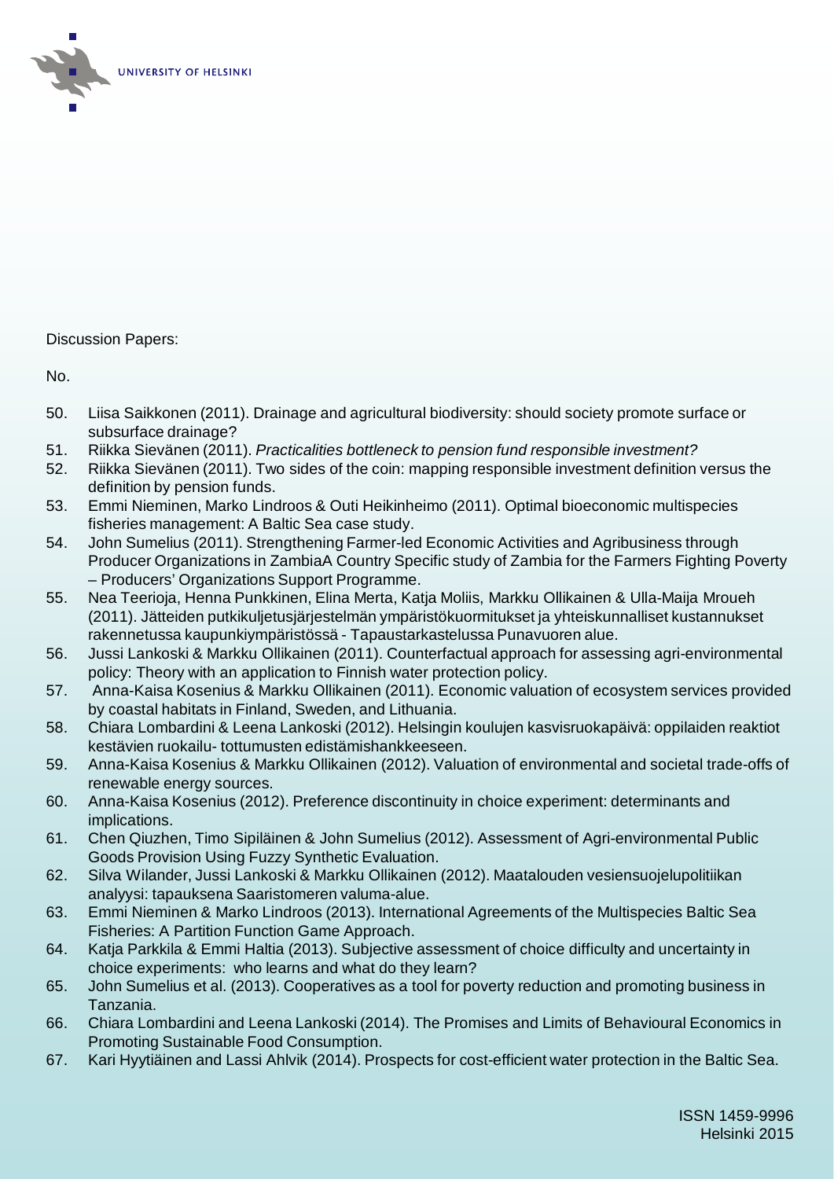UNIVERSITY OF HELSINKI

Discussion Papers:

No.

50. Liisa Saikkonen (2011). Drainage and agricultural biodiversity: should society promote surface or subsurface drainage?
51. Riikka Sievänen (2011). *Practicalities bottleneck to pension fund responsible investment?*
52. Riikka Sievänen (2011). Two sides of the coin: mapping responsible investment definition versus the definition by pension funds.
53. Emmi Nieminen, Marko Lindroos & Outi Heikinheimo (2011). Optimal bioeconomic multispecies fisheries management: A Baltic Sea case study.
54. John Sumelius (2011). Strengthening Farmer-led Economic Activities and Agribusiness through Producer Organizations in ZambiaA Country Specific study of Zambia for the Farmers Fighting Poverty – Producers' Organizations Support Programme.
55. Nea Teerioja, Henna Punkkinen, Elina Merta, Katja Moliis, Markku Ollikainen & Ulla-Maija Mroueh (2011). Jätteiden putkikuljetusjärjestelmän ympäristökuormitukset ja yhteiskunnalliset kustannukset rakennetussa kaupunkiympäristössä - Tapaustarkastelussa Punavuoren alue.
56. Jussi Lankoski & Markku Ollikainen (2011). Counterfactual approach for assessing agri-environmental policy: Theory with an application to Finnish water protection policy.
57. Anna-Kaisa Kosenius & Markku Ollikainen (2011). Economic valuation of ecosystem services provided by coastal habitats in Finland, Sweden, and Lithuania.
58. Chiara Lombardini & Leena Lankoski (2012). Helsingin koulujen kasvisruokapäivä: oppilaiden reaktiot kestävien ruokailu- tottumusten edistämishankkeeseen.
59. Anna-Kaisa Kosenius & Markku Ollikainen (2012). Valuation of environmental and societal trade-offs of renewable energy sources.
60. Anna-Kaisa Kosenius (2012). Preference discontinuity in choice experiment: determinants and implications.
61. Chen Qiuzhen, Timo Sipiläinen & John Sumelius (2012). Assessment of Agri-environmental Public Goods Provision Using Fuzzy Synthetic Evaluation.
62. Silva Wilander, Jussi Lankoski & Markku Ollikainen (2012). Maatalouden vesiensuojelupolitiikan analyysi: tapauksena Saaristomeren valuma-alue.
63. Emmi Nieminen & Marko Lindroos (2013). International Agreements of the Multispecies Baltic Sea Fisheries: A Partition Function Game Approach.
64. Katja Parkkila & Emmi Haltia (2013). Subjective assessment of choice difficulty and uncertainty in choice experiments: who learns and what do they learn?
65. John Sumelius et al. (2013). Cooperatives as a tool for poverty reduction and promoting business in Tanzania.
66. Chiara Lombardini and Leena Lankoski (2014). The Promises and Limits of Behavioural Economics in Promoting Sustainable Food Consumption.
67. Kari Hyytiäinen and Lassi Ahlvik (2014). Prospects for cost-efficient water protection in the Baltic Sea.

ISSN 1459-9996
Helsinki 2015